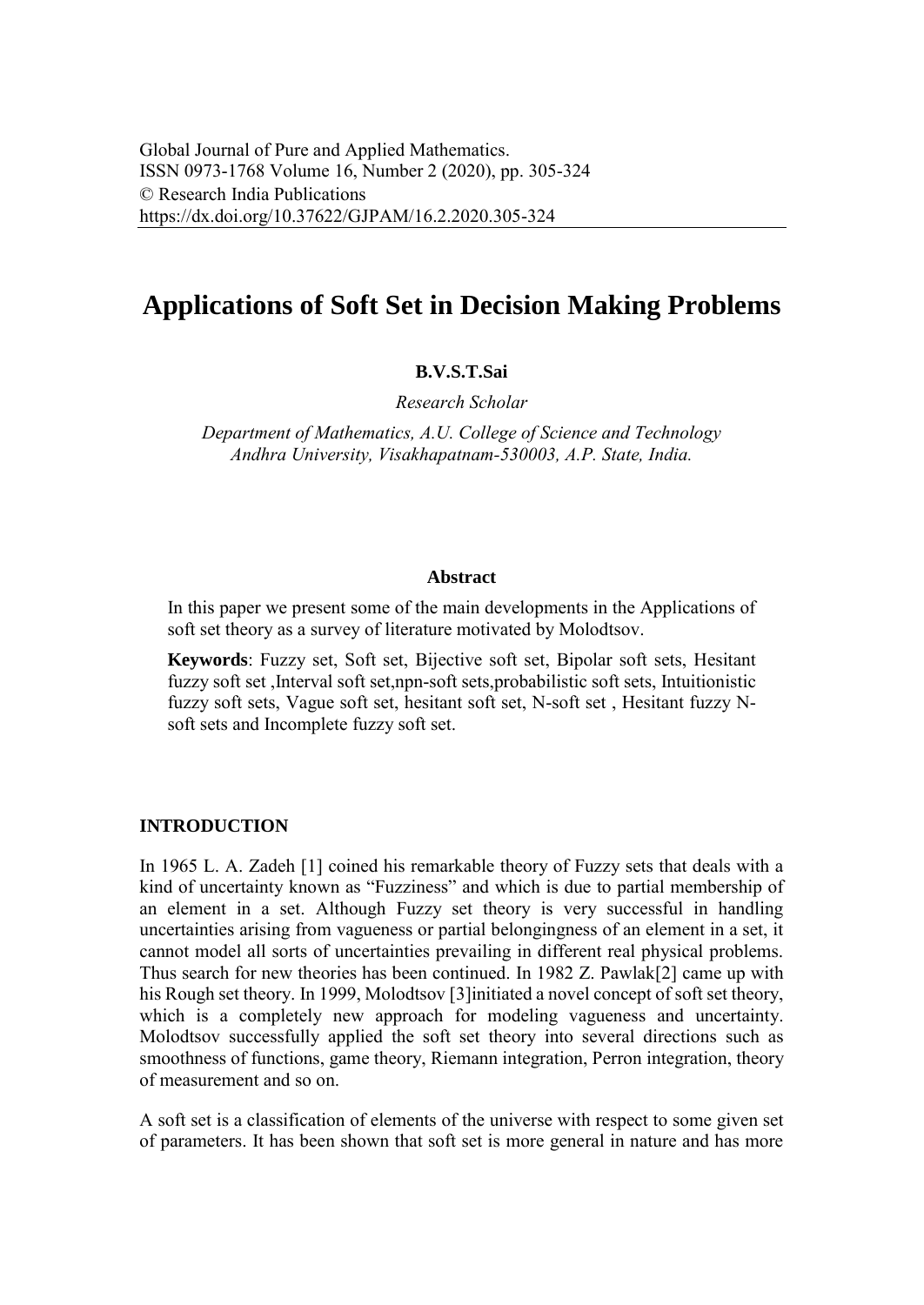Global Journal of Pure and Applied Mathematics.
ISSN 0973-1768 Volume 16, Number 2 (2020), pp. 305-324
© Research India Publications
https://dx.doi.org/10.37622/GJPAM/16.2.2020.305-324

# Applications of Soft Set in Decision Making Problems

**B.V.S.T.Sai**

*Research Scholar*

*Department of Mathematics, A.U. College of Science and Technology*
*Andhra University, Visakhapatnam-530003, A.P. State, India.*

### Abstract

In this paper we present some of the main developments in the Applications of soft set theory as a survey of literature motivated by Molodtsov.

**Keywords**: Fuzzy set, Soft set, Bijective soft set, Bipolar soft sets, Hesitant fuzzy soft set ,Interval soft set,npn-soft sets,probabilistic soft sets, Intuitionistic fuzzy soft sets, Vague soft set, hesitant soft set, N-soft set , Hesitant fuzzy N-soft sets and Incomplete fuzzy soft set.

## INTRODUCTION

In 1965 L. A. Zadeh [1] coined his remarkable theory of Fuzzy sets that deals with a kind of uncertainty known as "Fuzziness" and which is due to partial membership of an element in a set. Although Fuzzy set theory is very successful in handling uncertainties arising from vagueness or partial belongingness of an element in a set, it cannot model all sorts of uncertainties prevailing in different real physical problems. Thus search for new theories has been continued. In 1982 Z. Pawlak[2] came up with his Rough set theory. In 1999, Molodtsov [3]initiated a novel concept of soft set theory, which is a completely new approach for modeling vagueness and uncertainty. Molodtsov successfully applied the soft set theory into several directions such as smoothness of functions, game theory, Riemann integration, Perron integration, theory of measurement and so on.

A soft set is a classification of elements of the universe with respect to some given set of parameters. It has been shown that soft set is more general in nature and has more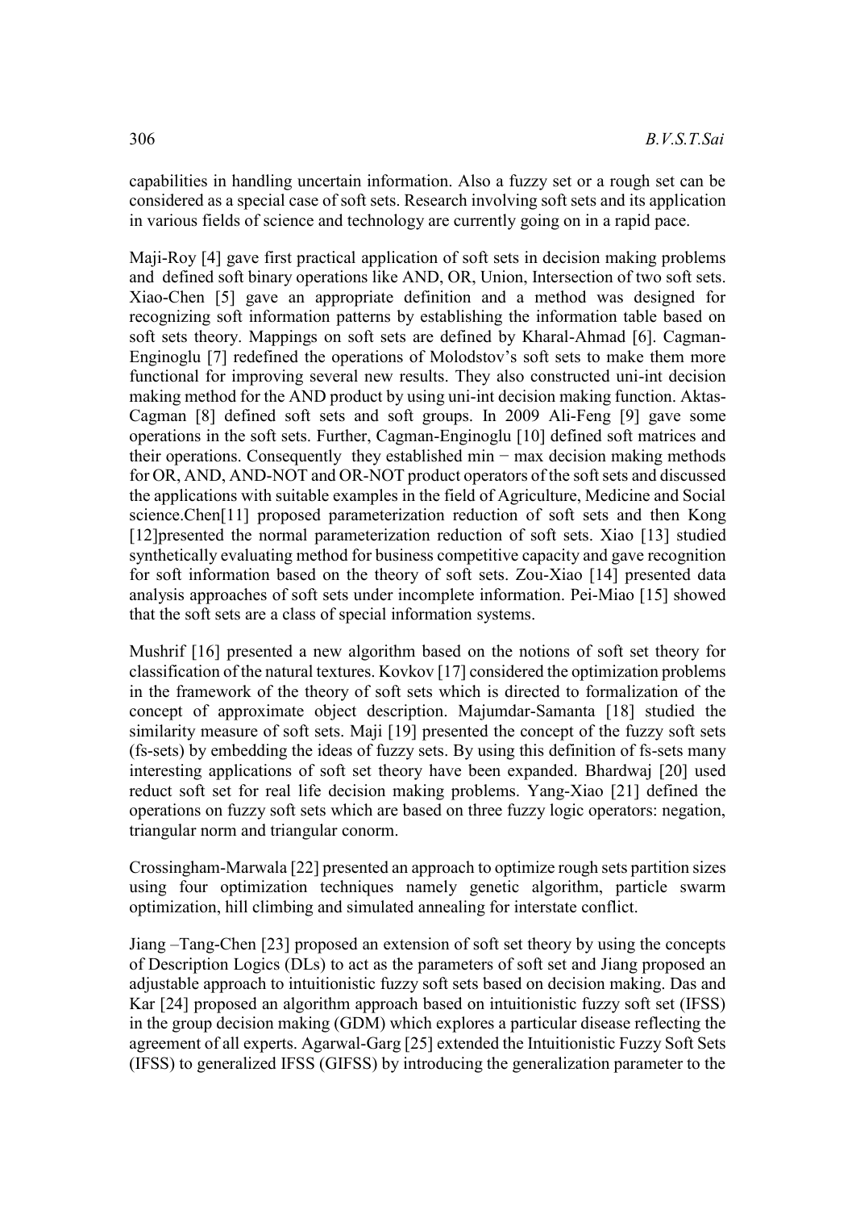capabilities in handling uncertain information. Also a fuzzy set or a rough set can be considered as a special case of soft sets. Research involving soft sets and its application in various fields of science and technology are currently going on in a rapid pace.

Maji-Roy [4] gave first practical application of soft sets in decision making problems and defined soft binary operations like AND, OR, Union, Intersection of two soft sets. Xiao-Chen [5] gave an appropriate definition and a method was designed for recognizing soft information patterns by establishing the information table based on soft sets theory. Mappings on soft sets are defined by Kharal-Ahmad [6]. Cagman-Enginoglu [7] redefined the operations of Molodstov's soft sets to make them more functional for improving several new results. They also constructed uni-int decision making method for the AND product by using uni-int decision making function. Aktas-Cagman [8] defined soft sets and soft groups. In 2009 Ali-Feng [9] gave some operations in the soft sets. Further, Cagman-Enginoglu [10] defined soft matrices and their operations. Consequently they established min − max decision making methods for OR, AND, AND-NOT and OR-NOT product operators of the soft sets and discussed the applications with suitable examples in the field of Agriculture, Medicine and Social science.Chen[11] proposed parameterization reduction of soft sets and then Kong [12]presented the normal parameterization reduction of soft sets. Xiao [13] studied synthetically evaluating method for business competitive capacity and gave recognition for soft information based on the theory of soft sets. Zou-Xiao [14] presented data analysis approaches of soft sets under incomplete information. Pei-Miao [15] showed that the soft sets are a class of special information systems.

Mushrif [16] presented a new algorithm based on the notions of soft set theory for classification of the natural textures. Kovkov [17] considered the optimization problems in the framework of the theory of soft sets which is directed to formalization of the concept of approximate object description. Majumdar-Samanta [18] studied the similarity measure of soft sets. Maji [19] presented the concept of the fuzzy soft sets (fs-sets) by embedding the ideas of fuzzy sets. By using this definition of fs-sets many interesting applications of soft set theory have been expanded. Bhardwaj [20] used reduct soft set for real life decision making problems. Yang-Xiao [21] defined the operations on fuzzy soft sets which are based on three fuzzy logic operators: negation, triangular norm and triangular conorm.

Crossingham-Marwala [22] presented an approach to optimize rough sets partition sizes using four optimization techniques namely genetic algorithm, particle swarm optimization, hill climbing and simulated annealing for interstate conflict.

Jiang –Tang-Chen [23] proposed an extension of soft set theory by using the concepts of Description Logics (DLs) to act as the parameters of soft set and Jiang proposed an adjustable approach to intuitionistic fuzzy soft sets based on decision making. Das and Kar [24] proposed an algorithm approach based on intuitionistic fuzzy soft set (IFSS) in the group decision making (GDM) which explores a particular disease reflecting the agreement of all experts. Agarwal-Garg [25] extended the Intuitionistic Fuzzy Soft Sets (IFSS) to generalized IFSS (GIFSS) by introducing the generalization parameter to the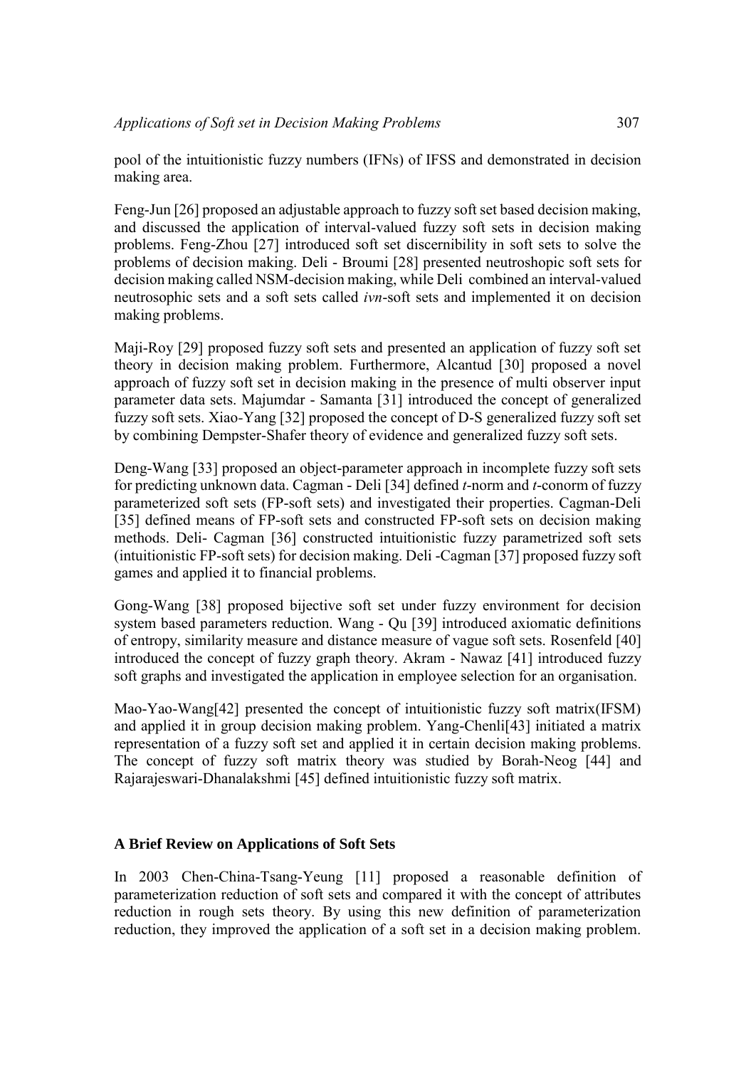pool of the intuitionistic fuzzy numbers (IFNs) of IFSS and demonstrated in decision making area.

Feng-Jun [26] proposed an adjustable approach to fuzzy soft set based decision making, and discussed the application of interval-valued fuzzy soft sets in decision making problems. Feng-Zhou [27] introduced soft set discernibility in soft sets to solve the problems of decision making. Deli - Broumi [28] presented neutroshopic soft sets for decision making called NSM-decision making, while Deli combined an interval-valued neutrosophic sets and a soft sets called *ivn*-soft sets and implemented it on decision making problems.

Maji-Roy [29] proposed fuzzy soft sets and presented an application of fuzzy soft set theory in decision making problem. Furthermore, Alcantud [30] proposed a novel approach of fuzzy soft set in decision making in the presence of multi observer input parameter data sets. Majumdar - Samanta [31] introduced the concept of generalized fuzzy soft sets. Xiao-Yang [32] proposed the concept of D-S generalized fuzzy soft set by combining Dempster-Shafer theory of evidence and generalized fuzzy soft sets.

Deng-Wang [33] proposed an object-parameter approach in incomplete fuzzy soft sets for predicting unknown data. Cagman - Deli [34] defined *t*-norm and *t*-conorm of fuzzy parameterized soft sets (FP-soft sets) and investigated their properties. Cagman-Deli [35] defined means of FP-soft sets and constructed FP-soft sets on decision making methods. Deli- Cagman [36] constructed intuitionistic fuzzy parametrized soft sets (intuitionistic FP-soft sets) for decision making. Deli -Cagman [37] proposed fuzzy soft games and applied it to financial problems.

Gong-Wang [38] proposed bijective soft set under fuzzy environment for decision system based parameters reduction. Wang - Qu [39] introduced axiomatic definitions of entropy, similarity measure and distance measure of vague soft sets. Rosenfeld [40] introduced the concept of fuzzy graph theory. Akram - Nawaz [41] introduced fuzzy soft graphs and investigated the application in employee selection for an organisation.

Mao-Yao-Wang[42] presented the concept of intuitionistic fuzzy soft matrix(IFSM) and applied it in group decision making problem. Yang-Chenli[43] initiated a matrix representation of a fuzzy soft set and applied it in certain decision making problems. The concept of fuzzy soft matrix theory was studied by Borah-Neog [44] and Rajarajeswari-Dhanalakshmi [45] defined intuitionistic fuzzy soft matrix.

## A Brief Review on Applications of Soft Sets

In 2003 Chen-China-Tsang-Yeung [11] proposed a reasonable definition of parameterization reduction of soft sets and compared it with the concept of attributes reduction in rough sets theory. By using this new definition of parameterization reduction, they improved the application of a soft set in a decision making problem.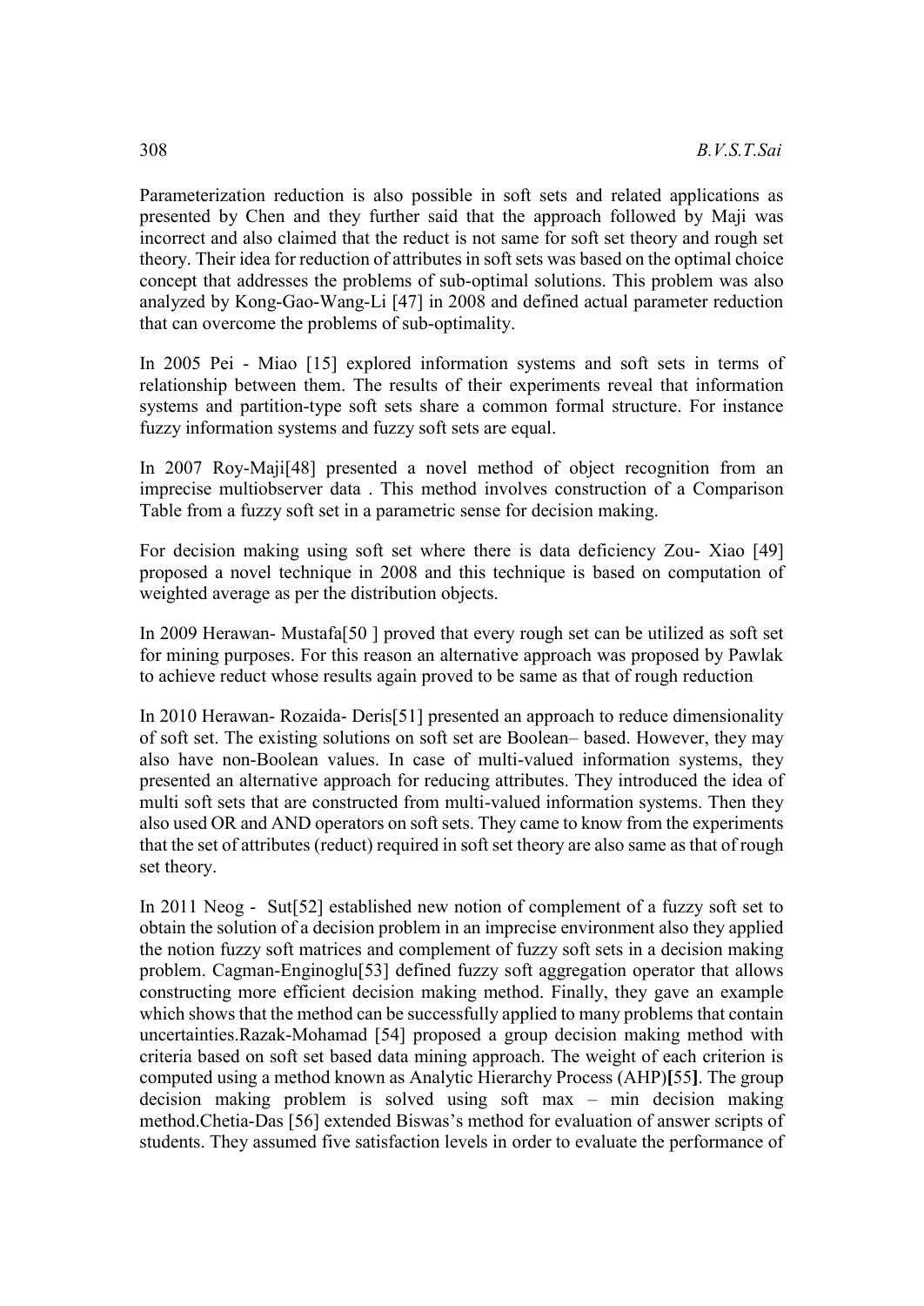Parameterization reduction is also possible in soft sets and related applications as presented by Chen and they further said that the approach followed by Maji was incorrect and also claimed that the reduct is not same for soft set theory and rough set theory. Their idea for reduction of attributes in soft sets was based on the optimal choice concept that addresses the problems of sub-optimal solutions. This problem was also analyzed by Kong-Gao-Wang-Li [47] in 2008 and defined actual parameter reduction that can overcome the problems of sub-optimality.

In 2005 Pei - Miao [15] explored information systems and soft sets in terms of relationship between them. The results of their experiments reveal that information systems and partition-type soft sets share a common formal structure. For instance fuzzy information systems and fuzzy soft sets are equal.

In 2007 Roy-Maji[48] presented a novel method of object recognition from an imprecise multiobserver data . This method involves construction of a Comparison Table from a fuzzy soft set in a parametric sense for decision making.

For decision making using soft set where there is data deficiency Zou- Xiao [49] proposed a novel technique in 2008 and this technique is based on computation of weighted average as per the distribution objects.

In 2009 Herawan- Mustafa[50 ] proved that every rough set can be utilized as soft set for mining purposes. For this reason an alternative approach was proposed by Pawlak to achieve reduct whose results again proved to be same as that of rough reduction

In 2010 Herawan- Rozaida- Deris[51] presented an approach to reduce dimensionality of soft set. The existing solutions on soft set are Boolean– based. However, they may also have non-Boolean values. In case of multi-valued information systems, they presented an alternative approach for reducing attributes. They introduced the idea of multi soft sets that are constructed from multi-valued information systems. Then they also used OR and AND operators on soft sets. They came to know from the experiments that the set of attributes (reduct) required in soft set theory are also same as that of rough set theory.

In 2011 Neog - Sut[52] established new notion of complement of a fuzzy soft set to obtain the solution of a decision problem in an imprecise environment also they applied the notion fuzzy soft matrices and complement of fuzzy soft sets in a decision making problem. Cagman-Enginoglu[53] defined fuzzy soft aggregation operator that allows constructing more efficient decision making method. Finally, they gave an example which shows that the method can be successfully applied to many problems that contain uncertainties.Razak-Mohamad [54] proposed a group decision making method with criteria based on soft set based data mining approach. The weight of each criterion is computed using a method known as Analytic Hierarchy Process (AHP)**[**55**]**. The group decision making problem is solved using soft max – min decision making method.Chetia-Das [56] extended Biswas's method for evaluation of answer scripts of students. They assumed five satisfaction levels in order to evaluate the performance of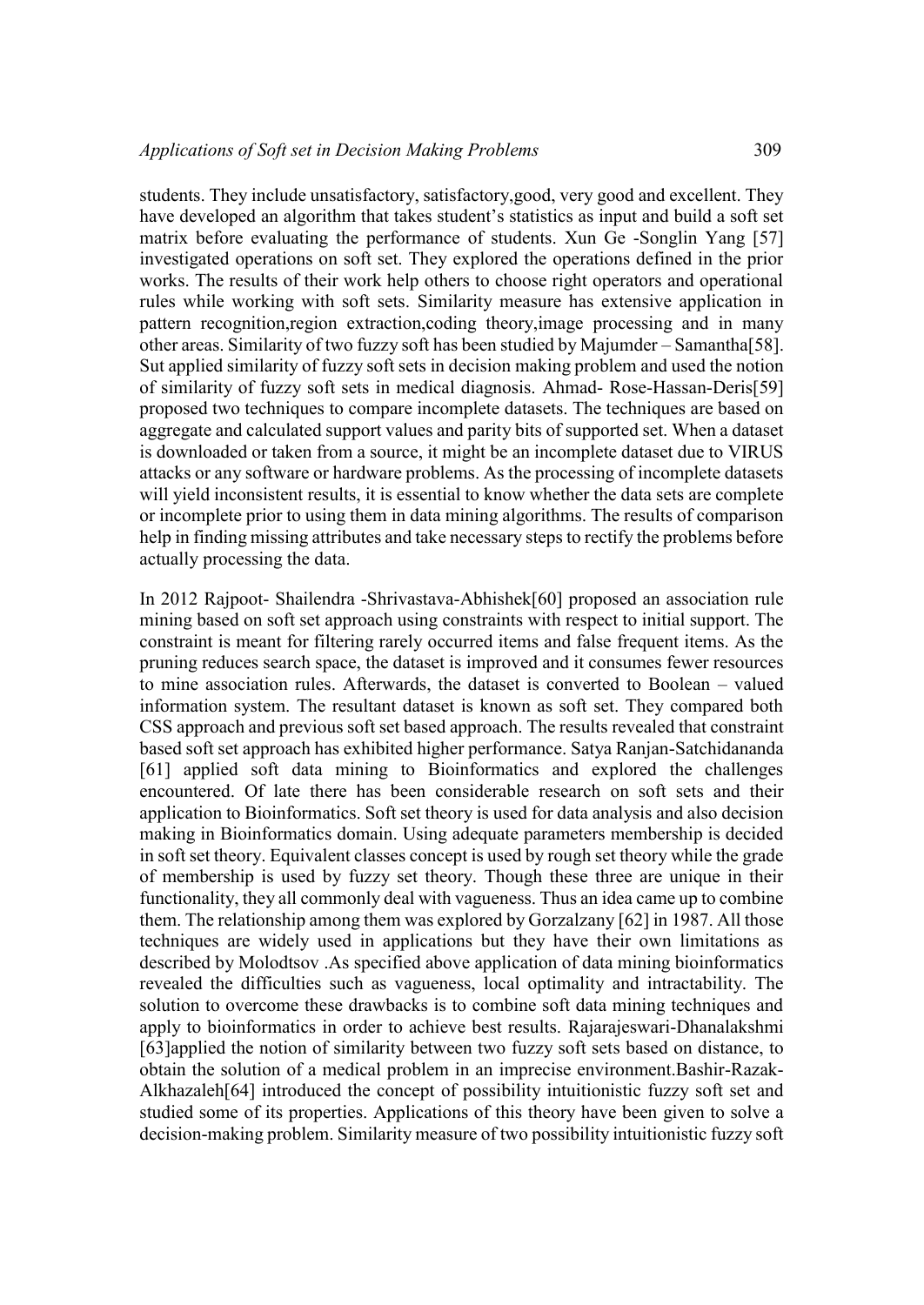students. They include unsatisfactory, satisfactory,good, very good and excellent. They have developed an algorithm that takes student's statistics as input and build a soft set matrix before evaluating the performance of students. Xun Ge -Songlin Yang [57] investigated operations on soft set. They explored the operations defined in the prior works. The results of their work help others to choose right operators and operational rules while working with soft sets. Similarity measure has extensive application in pattern recognition,region extraction,coding theory,image processing and in many other areas. Similarity of two fuzzy soft has been studied by Majumder – Samantha[58]. Sut applied similarity of fuzzy soft sets in decision making problem and used the notion of similarity of fuzzy soft sets in medical diagnosis. Ahmad- Rose-Hassan-Deris[59] proposed two techniques to compare incomplete datasets. The techniques are based on aggregate and calculated support values and parity bits of supported set. When a dataset is downloaded or taken from a source, it might be an incomplete dataset due to VIRUS attacks or any software or hardware problems. As the processing of incomplete datasets will yield inconsistent results, it is essential to know whether the data sets are complete or incomplete prior to using them in data mining algorithms. The results of comparison help in finding missing attributes and take necessary steps to rectify the problems before actually processing the data.

In 2012 Rajpoot- Shailendra -Shrivastava-Abhishek[60] proposed an association rule mining based on soft set approach using constraints with respect to initial support. The constraint is meant for filtering rarely occurred items and false frequent items. As the pruning reduces search space, the dataset is improved and it consumes fewer resources to mine association rules. Afterwards, the dataset is converted to Boolean – valued information system. The resultant dataset is known as soft set. They compared both CSS approach and previous soft set based approach. The results revealed that constraint based soft set approach has exhibited higher performance. Satya Ranjan-Satchidananda [61] applied soft data mining to Bioinformatics and explored the challenges encountered. Of late there has been considerable research on soft sets and their application to Bioinformatics. Soft set theory is used for data analysis and also decision making in Bioinformatics domain. Using adequate parameters membership is decided in soft set theory. Equivalent classes concept is used by rough set theory while the grade of membership is used by fuzzy set theory. Though these three are unique in their functionality, they all commonly deal with vagueness. Thus an idea came up to combine them. The relationship among them was explored by Gorzalzany [62] in 1987. All those techniques are widely used in applications but they have their own limitations as described by Molodtsov .As specified above application of data mining bioinformatics revealed the difficulties such as vagueness, local optimality and intractability. The solution to overcome these drawbacks is to combine soft data mining techniques and apply to bioinformatics in order to achieve best results. Rajarajeswari-Dhanalakshmi [63]applied the notion of similarity between two fuzzy soft sets based on distance, to obtain the solution of a medical problem in an imprecise environment.Bashir-Razak-Alkhazaleh[64] introduced the concept of possibility intuitionistic fuzzy soft set and studied some of its properties. Applications of this theory have been given to solve a decision-making problem. Similarity measure of two possibility intuitionistic fuzzy soft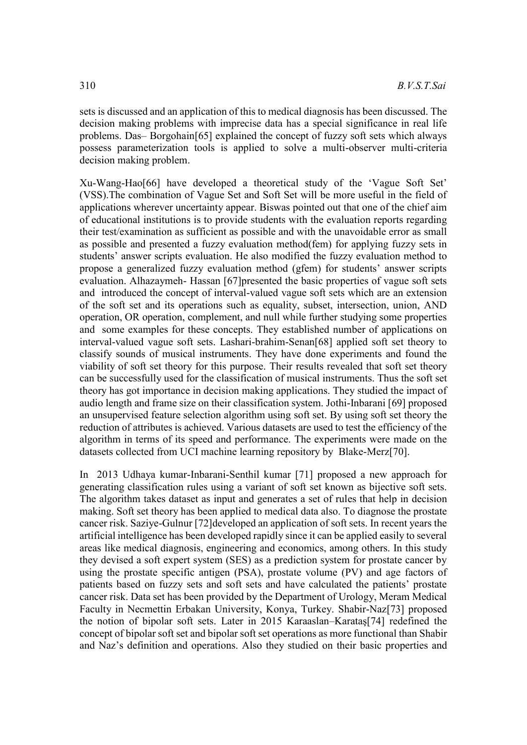sets is discussed and an application of this to medical diagnosis has been discussed. The decision making problems with imprecise data has a special significance in real life problems. Das– Borgohain[65] explained the concept of fuzzy soft sets which always possess parameterization tools is applied to solve a multi-observer multi-criteria decision making problem.

Xu-Wang-Hao[66] have developed a theoretical study of the 'Vague Soft Set' (VSS).The combination of Vague Set and Soft Set will be more useful in the field of applications wherever uncertainty appear. Biswas pointed out that one of the chief aim of educational institutions is to provide students with the evaluation reports regarding their test/examination as sufficient as possible and with the unavoidable error as small as possible and presented a fuzzy evaluation method(fem) for applying fuzzy sets in students' answer scripts evaluation. He also modified the fuzzy evaluation method to propose a generalized fuzzy evaluation method (gfem) for students' answer scripts evaluation. Alhazaymeh- Hassan [67]presented the basic properties of vague soft sets and introduced the concept of interval-valued vague soft sets which are an extension of the soft set and its operations such as equality, subset, intersection, union, AND operation, OR operation, complement, and null while further studying some properties and some examples for these concepts. They established number of applications on interval-valued vague soft sets. Lashari-brahim-Senan[68] applied soft set theory to classify sounds of musical instruments. They have done experiments and found the viability of soft set theory for this purpose. Their results revealed that soft set theory can be successfully used for the classification of musical instruments. Thus the soft set theory has got importance in decision making applications. They studied the impact of audio length and frame size on their classification system. Jothi-Inbarani [69] proposed an unsupervised feature selection algorithm using soft set. By using soft set theory the reduction of attributes is achieved. Various datasets are used to test the efficiency of the algorithm in terms of its speed and performance. The experiments were made on the datasets collected from UCI machine learning repository by Blake-Merz[70].

In 2013 Udhaya kumar-Inbarani-Senthil kumar [71] proposed a new approach for generating classification rules using a variant of soft set known as bijective soft sets. The algorithm takes dataset as input and generates a set of rules that help in decision making. Soft set theory has been applied to medical data also. To diagnose the prostate cancer risk. Saziye-Gulnur [72]developed an application of soft sets. In recent years the artificial intelligence has been developed rapidly since it can be applied easily to several areas like medical diagnosis, engineering and economics, among others. In this study they devised a soft expert system (SES) as a prediction system for prostate cancer by using the prostate specific antigen (PSA), prostate volume (PV) and age factors of patients based on fuzzy sets and soft sets and have calculated the patients' prostate cancer risk. Data set has been provided by the Department of Urology, Meram Medical Faculty in Necmettin Erbakan University, Konya, Turkey. Shabir-Naz[73] proposed the notion of bipolar soft sets. Later in 2015 Karaaslan–Karataş[74] redefined the concept of bipolar soft set and bipolar soft set operations as more functional than Shabir and Naz's definition and operations. Also they studied on their basic properties and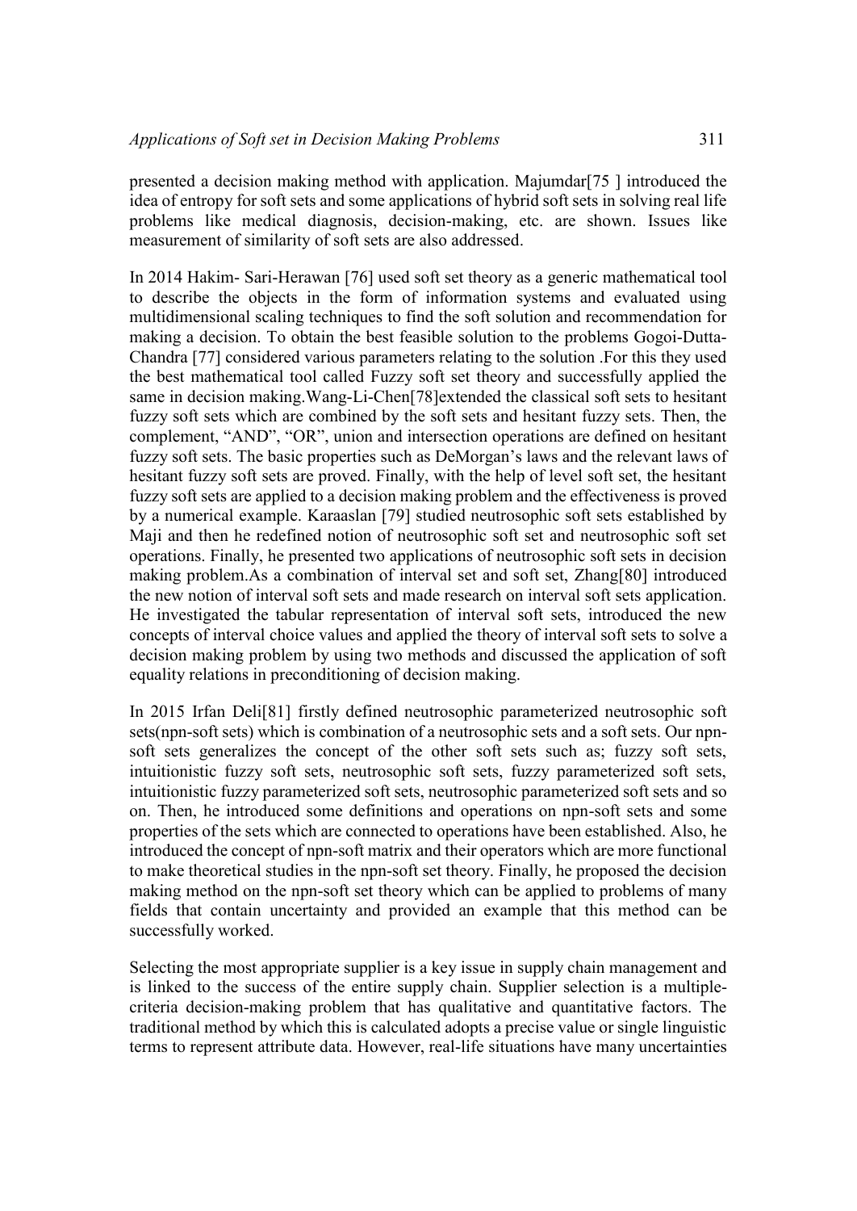presented a decision making method with application. Majumdar[75 ] introduced the idea of entropy for soft sets and some applications of hybrid soft sets in solving real life problems like medical diagnosis, decision-making, etc. are shown. Issues like measurement of similarity of soft sets are also addressed.

In 2014 Hakim- Sari-Herawan [76] used soft set theory as a generic mathematical tool to describe the objects in the form of information systems and evaluated using multidimensional scaling techniques to find the soft solution and recommendation for making a decision. To obtain the best feasible solution to the problems Gogoi-Dutta-Chandra [77] considered various parameters relating to the solution .For this they used the best mathematical tool called Fuzzy soft set theory and successfully applied the same in decision making.Wang-Li-Chen[78]extended the classical soft sets to hesitant fuzzy soft sets which are combined by the soft sets and hesitant fuzzy sets. Then, the complement, "AND", "OR", union and intersection operations are defined on hesitant fuzzy soft sets. The basic properties such as DeMorgan's laws and the relevant laws of hesitant fuzzy soft sets are proved. Finally, with the help of level soft set, the hesitant fuzzy soft sets are applied to a decision making problem and the effectiveness is proved by a numerical example. Karaaslan [79] studied neutrosophic soft sets established by Maji and then he redefined notion of neutrosophic soft set and neutrosophic soft set operations. Finally, he presented two applications of neutrosophic soft sets in decision making problem.As a combination of interval set and soft set, Zhang[80] introduced the new notion of interval soft sets and made research on interval soft sets application. He investigated the tabular representation of interval soft sets, introduced the new concepts of interval choice values and applied the theory of interval soft sets to solve a decision making problem by using two methods and discussed the application of soft equality relations in preconditioning of decision making.

In 2015 Irfan Deli[81] firstly defined neutrosophic parameterized neutrosophic soft sets(npn-soft sets) which is combination of a neutrosophic sets and a soft sets. Our npn-soft sets generalizes the concept of the other soft sets such as; fuzzy soft sets, intuitionistic fuzzy soft sets, neutrosophic soft sets, fuzzy parameterized soft sets, intuitionistic fuzzy parameterized soft sets, neutrosophic parameterized soft sets and so on. Then, he introduced some definitions and operations on npn-soft sets and some properties of the sets which are connected to operations have been established. Also, he introduced the concept of npn-soft matrix and their operators which are more functional to make theoretical studies in the npn-soft set theory. Finally, he proposed the decision making method on the npn-soft set theory which can be applied to problems of many fields that contain uncertainty and provided an example that this method can be successfully worked.

Selecting the most appropriate supplier is a key issue in supply chain management and is linked to the success of the entire supply chain. Supplier selection is a multiple-criteria decision-making problem that has qualitative and quantitative factors. The traditional method by which this is calculated adopts a precise value or single linguistic terms to represent attribute data. However, real-life situations have many uncertainties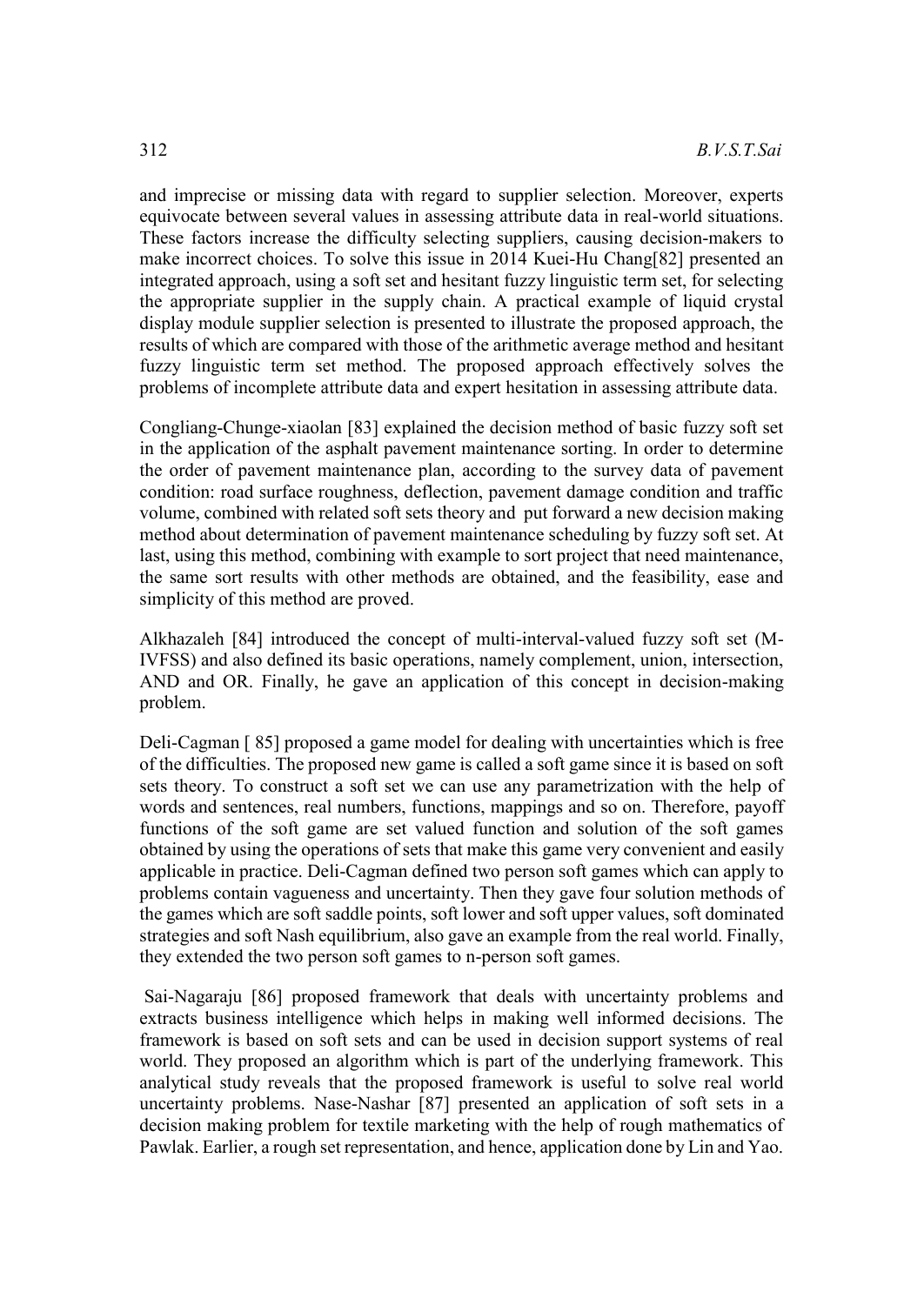and imprecise or missing data with regard to supplier selection. Moreover, experts equivocate between several values in assessing attribute data in real-world situations. These factors increase the difficulty selecting suppliers, causing decision-makers to make incorrect choices. To solve this issue in 2014 Kuei-Hu Chang[82] presented an integrated approach, using a soft set and hesitant fuzzy linguistic term set, for selecting the appropriate supplier in the supply chain. A practical example of liquid crystal display module supplier selection is presented to illustrate the proposed approach, the results of which are compared with those of the arithmetic average method and hesitant fuzzy linguistic term set method. The proposed approach effectively solves the problems of incomplete attribute data and expert hesitation in assessing attribute data.

Congliang-Chunge-xiaolan [83] explained the decision method of basic fuzzy soft set in the application of the asphalt pavement maintenance sorting. In order to determine the order of pavement maintenance plan, according to the survey data of pavement condition: road surface roughness, deflection, pavement damage condition and traffic volume, combined with related soft sets theory and put forward a new decision making method about determination of pavement maintenance scheduling by fuzzy soft set. At last, using this method, combining with example to sort project that need maintenance, the same sort results with other methods are obtained, and the feasibility, ease and simplicity of this method are proved.

Alkhazaleh [84] introduced the concept of multi-interval-valued fuzzy soft set (M-IVFSS) and also defined its basic operations, namely complement, union, intersection, AND and OR. Finally, he gave an application of this concept in decision-making problem.

Deli-Cagman [ 85] proposed a game model for dealing with uncertainties which is free of the difficulties. The proposed new game is called a soft game since it is based on soft sets theory. To construct a soft set we can use any parametrization with the help of words and sentences, real numbers, functions, mappings and so on. Therefore, payoff functions of the soft game are set valued function and solution of the soft games obtained by using the operations of sets that make this game very convenient and easily applicable in practice. Deli-Cagman defined two person soft games which can apply to problems contain vagueness and uncertainty. Then they gave four solution methods of the games which are soft saddle points, soft lower and soft upper values, soft dominated strategies and soft Nash equilibrium, also gave an example from the real world. Finally, they extended the two person soft games to n-person soft games.

Sai-Nagaraju [86] proposed framework that deals with uncertainty problems and extracts business intelligence which helps in making well informed decisions. The framework is based on soft sets and can be used in decision support systems of real world. They proposed an algorithm which is part of the underlying framework. This analytical study reveals that the proposed framework is useful to solve real world uncertainty problems. Nase-Nashar [87] presented an application of soft sets in a decision making problem for textile marketing with the help of rough mathematics of Pawlak. Earlier, a rough set representation, and hence, application done by Lin and Yao.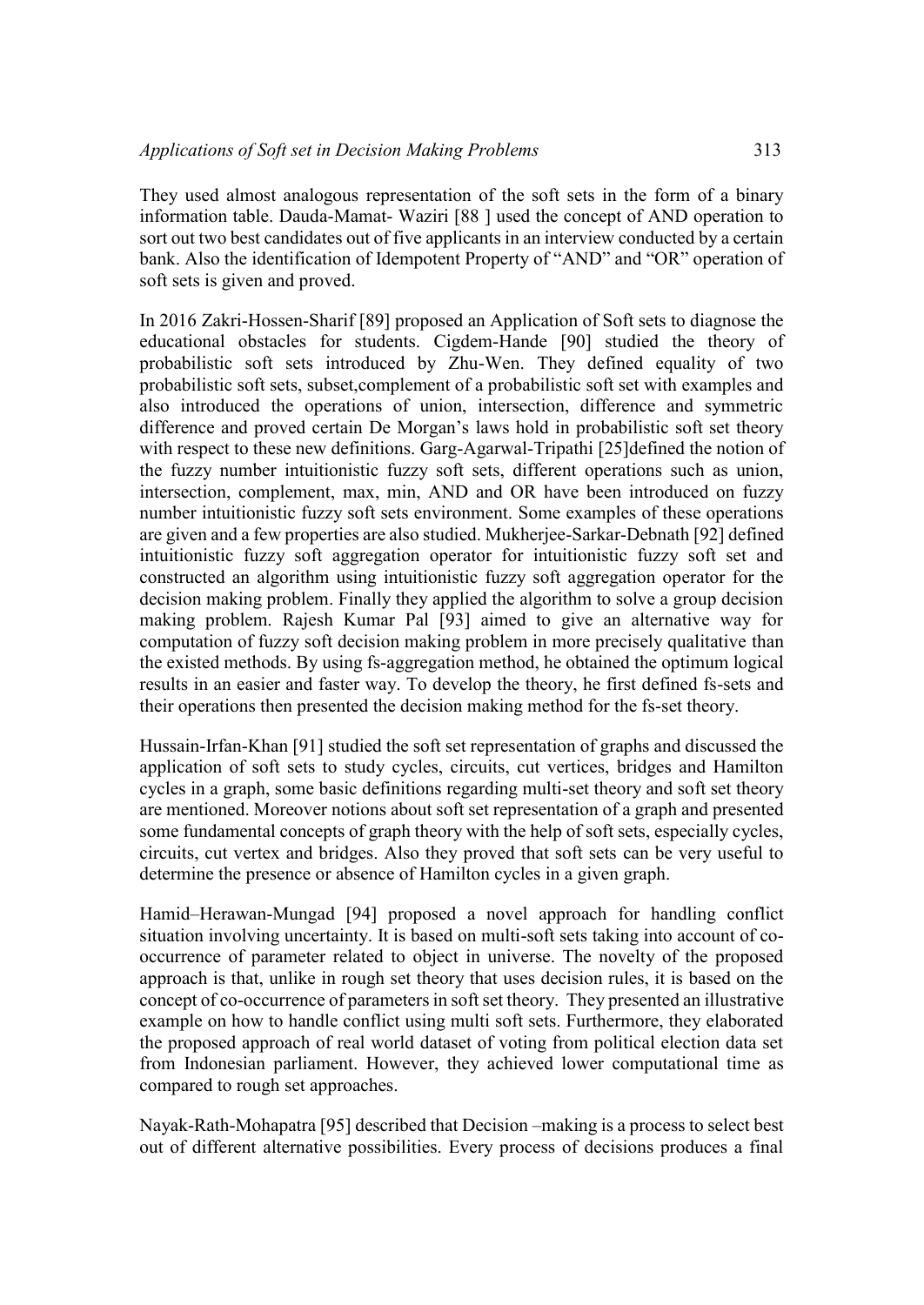They used almost analogous representation of the soft sets in the form of a binary information table. Dauda-Mamat- Waziri [88 ] used the concept of AND operation to sort out two best candidates out of five applicants in an interview conducted by a certain bank. Also the identification of Idempotent Property of "AND" and "OR" operation of soft sets is given and proved.

In 2016 Zakri-Hossen-Sharif [89] proposed an Application of Soft sets to diagnose the educational obstacles for students. Cigdem-Hande [90] studied the theory of probabilistic soft sets introduced by Zhu-Wen. They defined equality of two probabilistic soft sets, subset,complement of a probabilistic soft set with examples and also introduced the operations of union, intersection, difference and symmetric difference and proved certain De Morgan's laws hold in probabilistic soft set theory with respect to these new definitions. Garg-Agarwal-Tripathi [25]defined the notion of the fuzzy number intuitionistic fuzzy soft sets, different operations such as union, intersection, complement, max, min, AND and OR have been introduced on fuzzy number intuitionistic fuzzy soft sets environment. Some examples of these operations are given and a few properties are also studied. Mukherjee-Sarkar-Debnath [92] defined intuitionistic fuzzy soft aggregation operator for intuitionistic fuzzy soft set and constructed an algorithm using intuitionistic fuzzy soft aggregation operator for the decision making problem. Finally they applied the algorithm to solve a group decision making problem. Rajesh Kumar Pal [93] aimed to give an alternative way for computation of fuzzy soft decision making problem in more precisely qualitative than the existed methods. By using fs-aggregation method, he obtained the optimum logical results in an easier and faster way. To develop the theory, he first defined fs-sets and their operations then presented the decision making method for the fs-set theory.

Hussain-Irfan-Khan [91] studied the soft set representation of graphs and discussed the application of soft sets to study cycles, circuits, cut vertices, bridges and Hamilton cycles in a graph, some basic definitions regarding multi-set theory and soft set theory are mentioned. Moreover notions about soft set representation of a graph and presented some fundamental concepts of graph theory with the help of soft sets, especially cycles, circuits, cut vertex and bridges. Also they proved that soft sets can be very useful to determine the presence or absence of Hamilton cycles in a given graph.

Hamid–Herawan-Mungad [94] proposed a novel approach for handling conflict situation involving uncertainty. It is based on multi-soft sets taking into account of co-occurrence of parameter related to object in universe. The novelty of the proposed approach is that, unlike in rough set theory that uses decision rules, it is based on the concept of co-occurrence of parameters in soft set theory. They presented an illustrative example on how to handle conflict using multi soft sets. Furthermore, they elaborated the proposed approach of real world dataset of voting from political election data set from Indonesian parliament. However, they achieved lower computational time as compared to rough set approaches.

Nayak-Rath-Mohapatra [95] described that Decision –making is a process to select best out of different alternative possibilities. Every process of decisions produces a final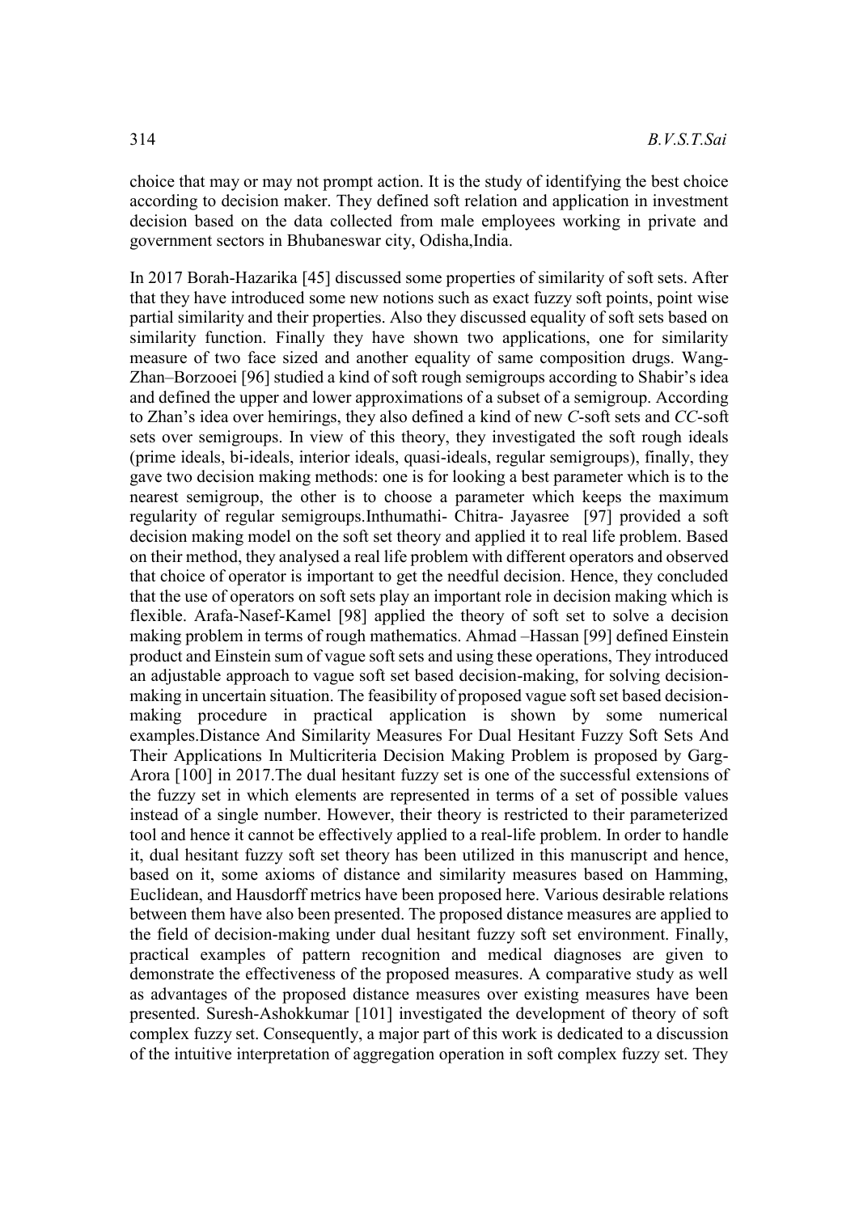choice that may or may not prompt action. It is the study of identifying the best choice according to decision maker. They defined soft relation and application in investment decision based on the data collected from male employees working in private and government sectors in Bhubaneswar city, Odisha,India.

In 2017 Borah-Hazarika [45] discussed some properties of similarity of soft sets. After that they have introduced some new notions such as exact fuzzy soft points, point wise partial similarity and their properties. Also they discussed equality of soft sets based on similarity function. Finally they have shown two applications, one for similarity measure of two face sized and another equality of same composition drugs. Wang-Zhan–Borzooei [96] studied a kind of soft rough semigroups according to Shabir's idea and defined the upper and lower approximations of a subset of a semigroup. According to Zhan's idea over hemirings, they also defined a kind of new *C*-soft sets and *CC*-soft sets over semigroups. In view of this theory, they investigated the soft rough ideals (prime ideals, bi-ideals, interior ideals, quasi-ideals, regular semigroups), finally, they gave two decision making methods: one is for looking a best parameter which is to the nearest semigroup, the other is to choose a parameter which keeps the maximum regularity of regular semigroups.Inthumathi- Chitra- Jayasree [97] provided a soft decision making model on the soft set theory and applied it to real life problem. Based on their method, they analysed a real life problem with different operators and observed that choice of operator is important to get the needful decision. Hence, they concluded that the use of operators on soft sets play an important role in decision making which is flexible. Arafa-Nasef-Kamel [98] applied the theory of soft set to solve a decision making problem in terms of rough mathematics. Ahmad –Hassan [99] defined Einstein product and Einstein sum of vague soft sets and using these operations, They introduced an adjustable approach to vague soft set based decision-making, for solving decision-making in uncertain situation. The feasibility of proposed vague soft set based decision-making procedure in practical application is shown by some numerical examples.Distance And Similarity Measures For Dual Hesitant Fuzzy Soft Sets And Their Applications In Multicriteria Decision Making Problem is proposed by Garg-Arora [100] in 2017.The dual hesitant fuzzy set is one of the successful extensions of the fuzzy set in which elements are represented in terms of a set of possible values instead of a single number. However, their theory is restricted to their parameterized tool and hence it cannot be effectively applied to a real-life problem. In order to handle it, dual hesitant fuzzy soft set theory has been utilized in this manuscript and hence, based on it, some axioms of distance and similarity measures based on Hamming, Euclidean, and Hausdorff metrics have been proposed here. Various desirable relations between them have also been presented. The proposed distance measures are applied to the field of decision-making under dual hesitant fuzzy soft set environment. Finally, practical examples of pattern recognition and medical diagnoses are given to demonstrate the effectiveness of the proposed measures. A comparative study as well as advantages of the proposed distance measures over existing measures have been presented. Suresh-Ashokkumar [101] investigated the development of theory of soft complex fuzzy set. Consequently, a major part of this work is dedicated to a discussion of the intuitive interpretation of aggregation operation in soft complex fuzzy set. They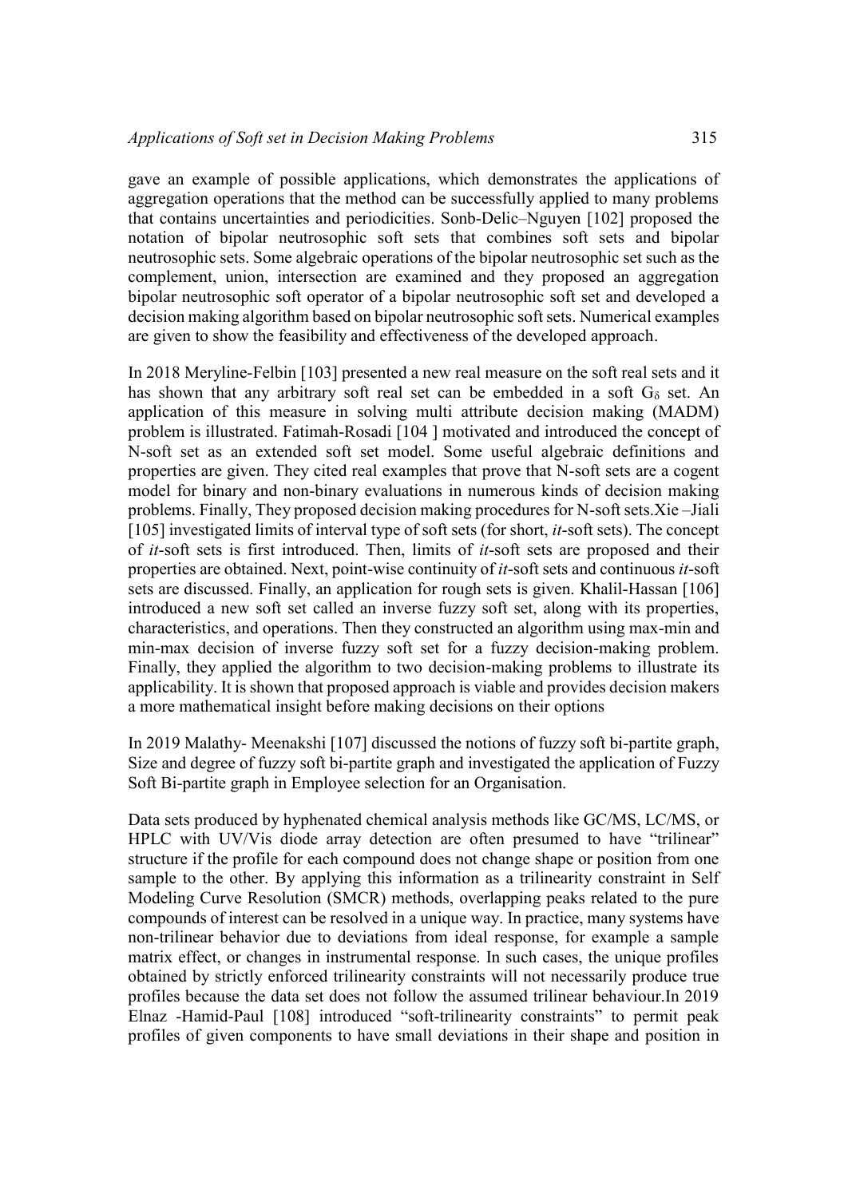gave an example of possible applications, which demonstrates the applications of aggregation operations that the method can be successfully applied to many problems that contains uncertainties and periodicities. Sonb-Delic–Nguyen [102] proposed the notation of bipolar neutrosophic soft sets that combines soft sets and bipolar neutrosophic sets. Some algebraic operations of the bipolar neutrosophic set such as the complement, union, intersection are examined and they proposed an aggregation bipolar neutrosophic soft operator of a bipolar neutrosophic soft set and developed a decision making algorithm based on bipolar neutrosophic soft sets. Numerical examples are given to show the feasibility and effectiveness of the developed approach.

In 2018 Meryline-Felbin [103] presented a new real measure on the soft real sets and it has shown that any arbitrary soft real set can be embedded in a soft $G_\delta$ set. An application of this measure in solving multi attribute decision making (MADM) problem is illustrated. Fatimah-Rosadi [104 ] motivated and introduced the concept of N-soft set as an extended soft set model. Some useful algebraic definitions and properties are given. They cited real examples that prove that N-soft sets are a cogent model for binary and non-binary evaluations in numerous kinds of decision making problems. Finally, They proposed decision making procedures for N-soft sets.Xie –Jiali [105] investigated limits of interval type of soft sets (for short, *it*-soft sets). The concept of *it*-soft sets is first introduced. Then, limits of *it*-soft sets are proposed and their properties are obtained. Next, point-wise continuity of *it*-soft sets and continuous *it*-soft sets are discussed. Finally, an application for rough sets is given. Khalil-Hassan [106] introduced a new soft set called an inverse fuzzy soft set, along with its properties, characteristics, and operations. Then they constructed an algorithm using max-min and min-max decision of inverse fuzzy soft set for a fuzzy decision-making problem. Finally, they applied the algorithm to two decision-making problems to illustrate its applicability. It is shown that proposed approach is viable and provides decision makers a more mathematical insight before making decisions on their options

In 2019 Malathy- Meenakshi [107] discussed the notions of fuzzy soft bi-partite graph, Size and degree of fuzzy soft bi-partite graph and investigated the application of Fuzzy Soft Bi-partite graph in Employee selection for an Organisation.

Data sets produced by hyphenated chemical analysis methods like GC/MS, LC/MS, or HPLC with UV/Vis diode array detection are often presumed to have "trilinear" structure if the profile for each compound does not change shape or position from one sample to the other. By applying this information as a trilinearity constraint in Self Modeling Curve Resolution (SMCR) methods, overlapping peaks related to the pure compounds of interest can be resolved in a unique way. In practice, many systems have non-trilinear behavior due to deviations from ideal response, for example a sample matrix effect, or changes in instrumental response. In such cases, the unique profiles obtained by strictly enforced trilinearity constraints will not necessarily produce true profiles because the data set does not follow the assumed trilinear behaviour.In 2019 Elnaz -Hamid-Paul [108] introduced "soft-trilinearity constraints" to permit peak profiles of given components to have small deviations in their shape and position in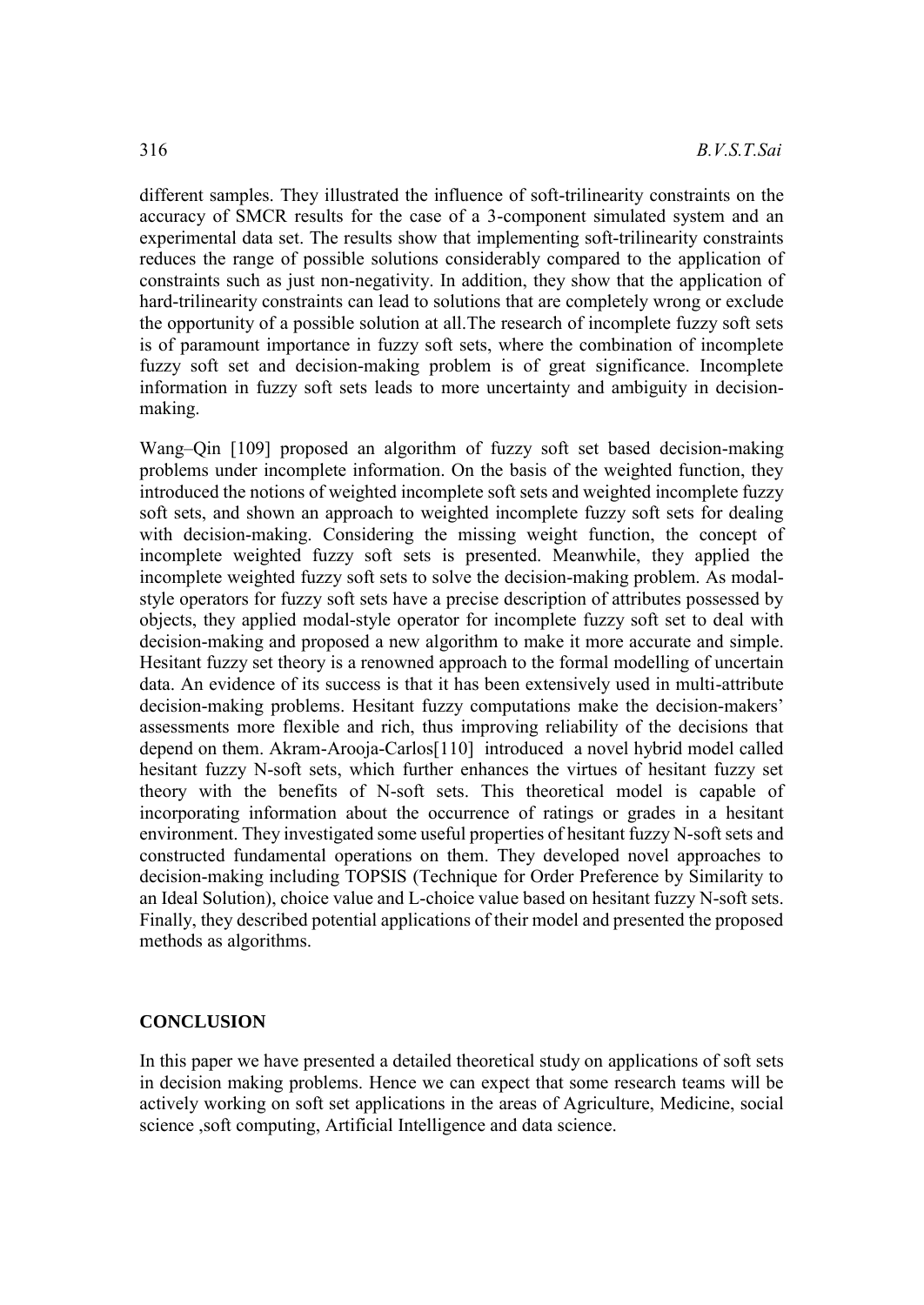different samples. They illustrated the influence of soft-trilinearity constraints on the accuracy of SMCR results for the case of a 3-component simulated system and an experimental data set. The results show that implementing soft-trilinearity constraints reduces the range of possible solutions considerably compared to the application of constraints such as just non-negativity. In addition, they show that the application of hard-trilinearity constraints can lead to solutions that are completely wrong or exclude the opportunity of a possible solution at all.The research of incomplete fuzzy soft sets is of paramount importance in fuzzy soft sets, where the combination of incomplete fuzzy soft set and decision-making problem is of great significance. Incomplete information in fuzzy soft sets leads to more uncertainty and ambiguity in decision-making.

Wang–Qin [109] proposed an algorithm of fuzzy soft set based decision-making problems under incomplete information. On the basis of the weighted function, they introduced the notions of weighted incomplete soft sets and weighted incomplete fuzzy soft sets, and shown an approach to weighted incomplete fuzzy soft sets for dealing with decision-making. Considering the missing weight function, the concept of incomplete weighted fuzzy soft sets is presented. Meanwhile, they applied the incomplete weighted fuzzy soft sets to solve the decision-making problem. As modal-style operators for fuzzy soft sets have a precise description of attributes possessed by objects, they applied modal-style operator for incomplete fuzzy soft set to deal with decision-making and proposed a new algorithm to make it more accurate and simple. Hesitant fuzzy set theory is a renowned approach to the formal modelling of uncertain data. An evidence of its success is that it has been extensively used in multi-attribute decision-making problems. Hesitant fuzzy computations make the decision-makers' assessments more flexible and rich, thus improving reliability of the decisions that depend on them. Akram-Arooja-Carlos[110] introduced a novel hybrid model called hesitant fuzzy N-soft sets, which further enhances the virtues of hesitant fuzzy set theory with the benefits of N-soft sets. This theoretical model is capable of incorporating information about the occurrence of ratings or grades in a hesitant environment. They investigated some useful properties of hesitant fuzzy N-soft sets and constructed fundamental operations on them. They developed novel approaches to decision-making including TOPSIS (Technique for Order Preference by Similarity to an Ideal Solution), choice value and L-choice value based on hesitant fuzzy N-soft sets. Finally, they described potential applications of their model and presented the proposed methods as algorithms.

## CONCLUSION

In this paper we have presented a detailed theoretical study on applications of soft sets in decision making problems. Hence we can expect that some research teams will be actively working on soft set applications in the areas of Agriculture, Medicine, social science ,soft computing, Artificial Intelligence and data science.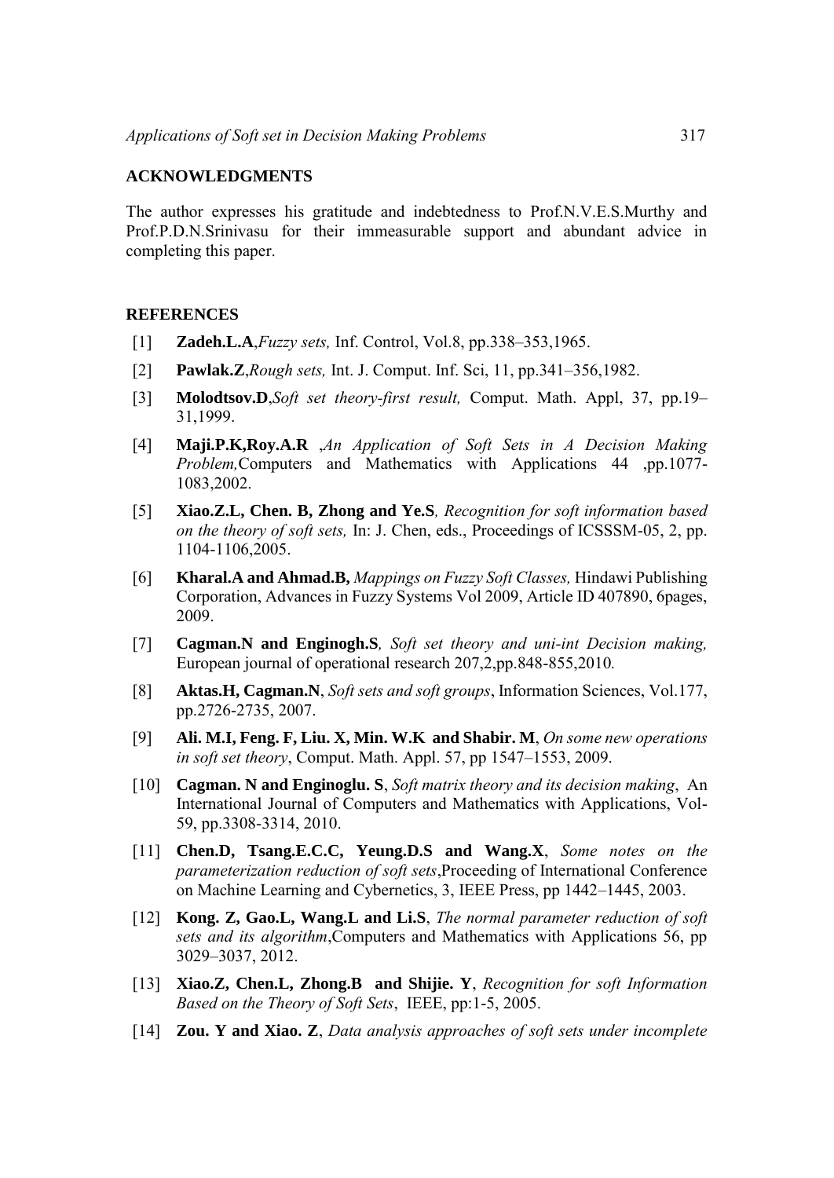## ACKNOWLEDGMENTS

The author expresses his gratitude and indebtedness to Prof.N.V.E.S.Murthy and Prof.P.D.N.Srinivasu for their immeasurable support and abundant advice in completing this paper.

## REFERENCES

[1] **Zadeh.L.A**,*Fuzzy sets,* Inf. Control, Vol.8, pp.338–353,1965.

[2] **Pawlak.Z**,*Rough sets,* Int. J. Comput. Inf. Sci, 11, pp.341–356,1982.

[3] **Molodtsov.D**,*Soft set theory-first result,* Comput. Math. Appl, 37, pp.19–31,1999.

[4] **Maji.P.K,Roy.A.R** ,*An Application of Soft Sets in A Decision Making Problem,*Computers and Mathematics with Applications 44 ,pp.1077-1083,2002.

[5] **Xiao.Z.L, Chen. B, Zhong and Ye.S***, Recognition for soft information based on the theory of soft sets,* In: J. Chen, eds., Proceedings of ICSSSM-05, 2, pp. 1104-1106,2005.

[6] **Kharal.A and Ahmad.B,** *Mappings on Fuzzy Soft Classes,* Hindawi Publishing Corporation, Advances in Fuzzy Systems Vol 2009, Article ID 407890, 6pages, 2009.

[7] **Cagman.N and Enginogh.S***, Soft set theory and uni-int Decision making,* European journal of operational research 207,2,pp.848-855,2010*.*

[8] **Aktas.H, Cagman.N**, *Soft sets and soft groups*, Information Sciences, Vol.177, pp.2726-2735, 2007.

[9] **Ali. M.I, Feng. F, Liu. X, Min. W.K and Shabir. M**, *On some new operations in soft set theory*, Comput. Math. Appl. 57, pp 1547–1553, 2009.

[10] **Cagman. N and Enginoglu. S**, *Soft matrix theory and its decision making*, An International Journal of Computers and Mathematics with Applications, Vol-59, pp.3308-3314, 2010.

[11] **Chen.D, Tsang.E.C.C, Yeung.D.S and Wang.X**, *Some notes on the parameterization reduction of soft sets*,Proceeding of International Conference on Machine Learning and Cybernetics, 3, IEEE Press, pp 1442–1445, 2003.

[12] **Kong. Z, Gao.L, Wang.L and Li.S**, *The normal parameter reduction of soft sets and its algorithm*,Computers and Mathematics with Applications 56, pp 3029–3037, 2012.

[13] **Xiao.Z, Chen.L, Zhong.B and Shijie. Y**, *Recognition for soft Information Based on the Theory of Soft Sets*, IEEE, pp:1-5, 2005.

[14] **Zou. Y and Xiao. Z**, *Data analysis approaches of soft sets under incomplete*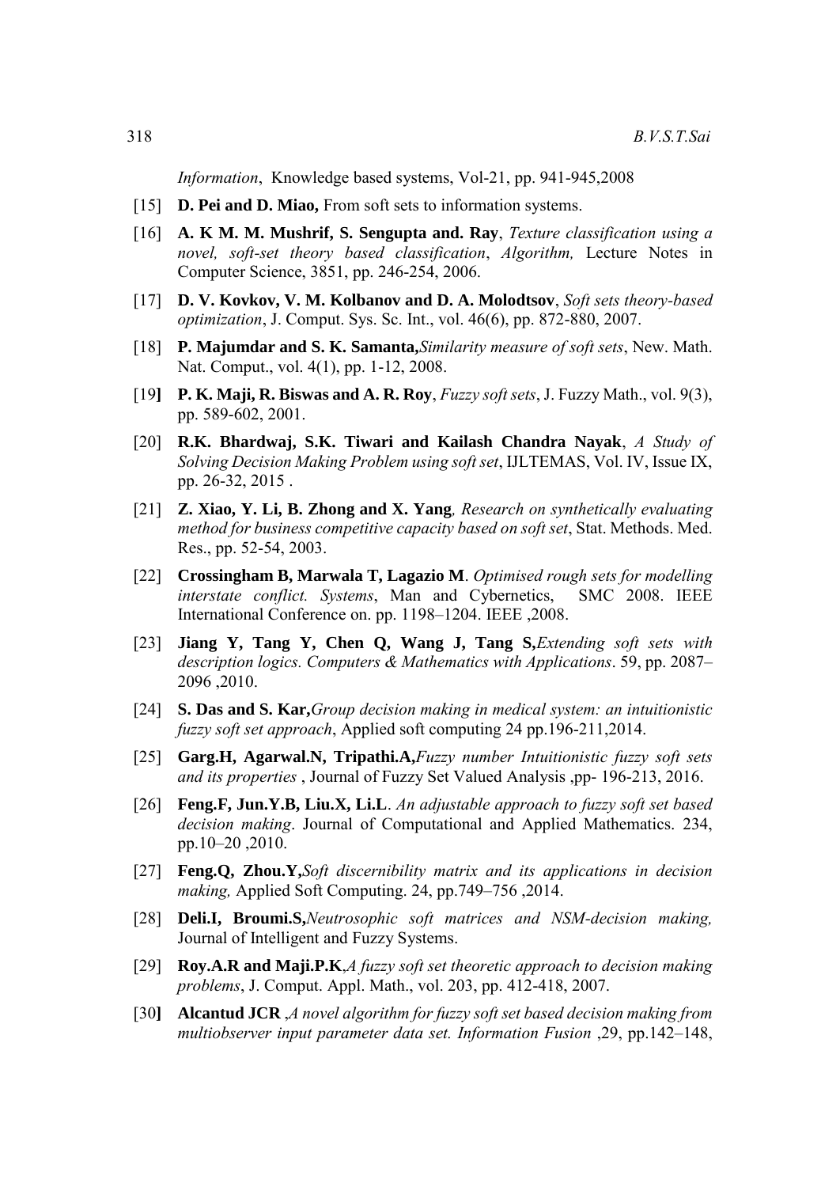*Information*, Knowledge based systems, Vol-21, pp. 941-945,2008

[15] **D. Pei and D. Miao,** From soft sets to information systems.

[16] **A. K M. M. Mushrif, S. Sengupta and. Ray**, *Texture classification using a novel, soft-set theory based classification*, *Algorithm,* Lecture Notes in Computer Science, 3851, pp. 246-254, 2006.

[17] **D. V. Kovkov, V. M. Kolbanov and D. A. Molodtsov**, *Soft sets theory-based optimization*, J. Comput. Sys. Sc. Int., vol. 46(6), pp. 872-880, 2007.

[18] **P. Majumdar and S. K. Samanta,***Similarity measure of soft sets*, New. Math. Nat. Comput., vol. 4(1), pp. 1-12, 2008.

[19] **P. K. Maji, R. Biswas and A. R. Roy**, *Fuzzy soft sets*, J. Fuzzy Math., vol. 9(3), pp. 589-602, 2001.

[20] **R.K. Bhardwaj, S.K. Tiwari and Kailash Chandra Nayak**, *A Study of Solving Decision Making Problem using soft set*, IJLTEMAS, Vol. IV, Issue IX, pp. 26-32, 2015 .

[21] **Z. Xiao, Y. Li, B. Zhong and X. Yang***, Research on synthetically evaluating method for business competitive capacity based on soft set*, Stat. Methods. Med. Res., pp. 52-54, 2003.

[22] **Crossingham B, Marwala T, Lagazio M**. *Optimised rough sets for modelling interstate conflict. Systems*, Man and Cybernetics, SMC 2008. IEEE International Conference on. pp. 1198–1204. IEEE ,2008.

[23] **Jiang Y, Tang Y, Chen Q, Wang J, Tang S,***Extending soft sets with description logics. Computers & Mathematics with Applications*. 59, pp. 2087–2096 ,2010.

[24] **S. Das and S. Kar,***Group decision making in medical system: an intuitionistic fuzzy soft set approach*, Applied soft computing 24 pp.196-211,2014.

[25] **Garg.H, Agarwal.N, Tripathi.A,***Fuzzy number Intuitionistic fuzzy soft sets and its properties* , Journal of Fuzzy Set Valued Analysis ,pp- 196-213, 2016.

[26] **Feng.F, Jun.Y.B, Liu.X, Li.L**. *An adjustable approach to fuzzy soft set based decision making*. Journal of Computational and Applied Mathematics. 234, pp.10–20 ,2010.

[27] **Feng.Q, Zhou.Y,***Soft discernibility matrix and its applications in decision making,* Applied Soft Computing. 24, pp.749–756 ,2014.

[28] **Deli.I, Broumi.S,***Neutrosophic soft matrices and NSM-decision making,* Journal of Intelligent and Fuzzy Systems.

[29] **Roy.A.R and Maji.P.K**,*A fuzzy soft set theoretic approach to decision making problems*, J. Comput. Appl. Math., vol. 203, pp. 412-418, 2007.

[30] **Alcantud JCR** ,*A novel algorithm for fuzzy soft set based decision making from multiobserver input parameter data set. Information Fusion* ,29, pp.142–148,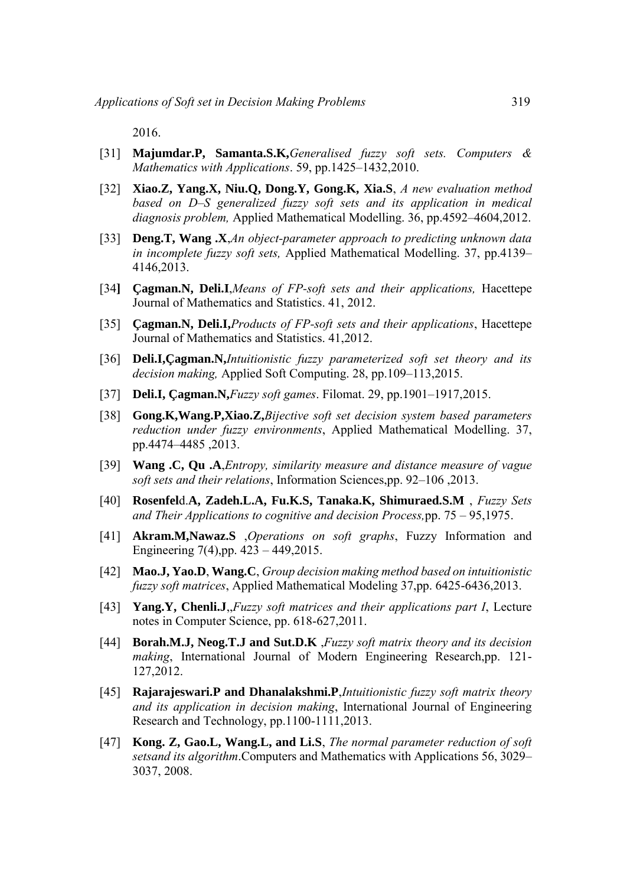2016.

[31] **Majumdar.P, Samanta.S.K,** *Generalised fuzzy soft sets. Computers & Mathematics with Applications*. 59, pp.1425–1432,2010.

[32] **Xiao.Z, Yang.X, Niu.Q, Dong.Y, Gong.K, Xia.S**, *A new evaluation method based on D–S generalized fuzzy soft sets and its application in medical diagnosis problem,* Applied Mathematical Modelling. 36, pp.4592–4604,2012.

[33] **Deng.T, Wang .X**,*An object-parameter approach to predicting unknown data in incomplete fuzzy soft sets,* Applied Mathematical Modelling. 37, pp.4139–4146,2013.

[34**]** **Çagman.N, Deli.I**,*Means of FP-soft sets and their applications,* Hacettepe Journal of Mathematics and Statistics. 41, 2012.

[35] **Çagman.N, Deli.I,** *Products of FP-soft sets and their applications*, Hacettepe Journal of Mathematics and Statistics. 41,2012.

[36] **Deli.I,Çagman.N,** *Intuitionistic fuzzy parameterized soft set theory and its decision making,* Applied Soft Computing. 28, pp.109–113,2015.

[37] **Deli.I, Çagman.N,** *Fuzzy soft games*. Filomat. 29, pp.1901–1917,2015.

[38] **Gong.K,Wang.P,Xiao.Z,** *Bijective soft set decision system based parameters reduction under fuzzy environments*, Applied Mathematical Modelling. 37, pp.4474–4485 ,2013.

[39] **Wang .C, Qu .A**,*Entropy, similarity measure and distance measure of vague soft sets and their relations*, Information Sciences,pp. 92–106 ,2013.

[40] **Rosenfel**d.**A, Zadeh.L.A, Fu.K.S, Tanaka.K, Shimuraed.S.M** , *Fuzzy Sets and Their Applications to cognitive and decision Process,* pp. 75 – 95,1975.

[41] **Akram.M,Nawaz.S** ,*Operations on soft graphs*, Fuzzy Information and Engineering 7(4),pp. 423 – 449,2015.

[42] **Mao.J, Yao.D**, **Wang.C**, *Group decision making method based on intuitionistic fuzzy soft matrices*, Applied Mathematical Modeling 37,pp. 6425-6436,2013.

[43] **Yang.Y, Chenli.J**,,*Fuzzy soft matrices and their applications part I*, Lecture notes in Computer Science, pp. 618-627,2011.

[44] **Borah.M.J, Neog.T.J and Sut.D.K** ,*Fuzzy soft matrix theory and its decision making*, International Journal of Modern Engineering Research,pp. 121-127,2012.

[45] **Rajarajeswari.P and Dhanalakshmi.P**,*Intuitionistic fuzzy soft matrix theory and its application in decision making*, International Journal of Engineering Research and Technology, pp.1100-1111,2013.

[47] **Kong. Z, Gao.L, Wang.L, and Li.S**, *The normal parameter reduction of soft setsand its algorithm*.Computers and Mathematics with Applications 56, 3029–3037, 2008.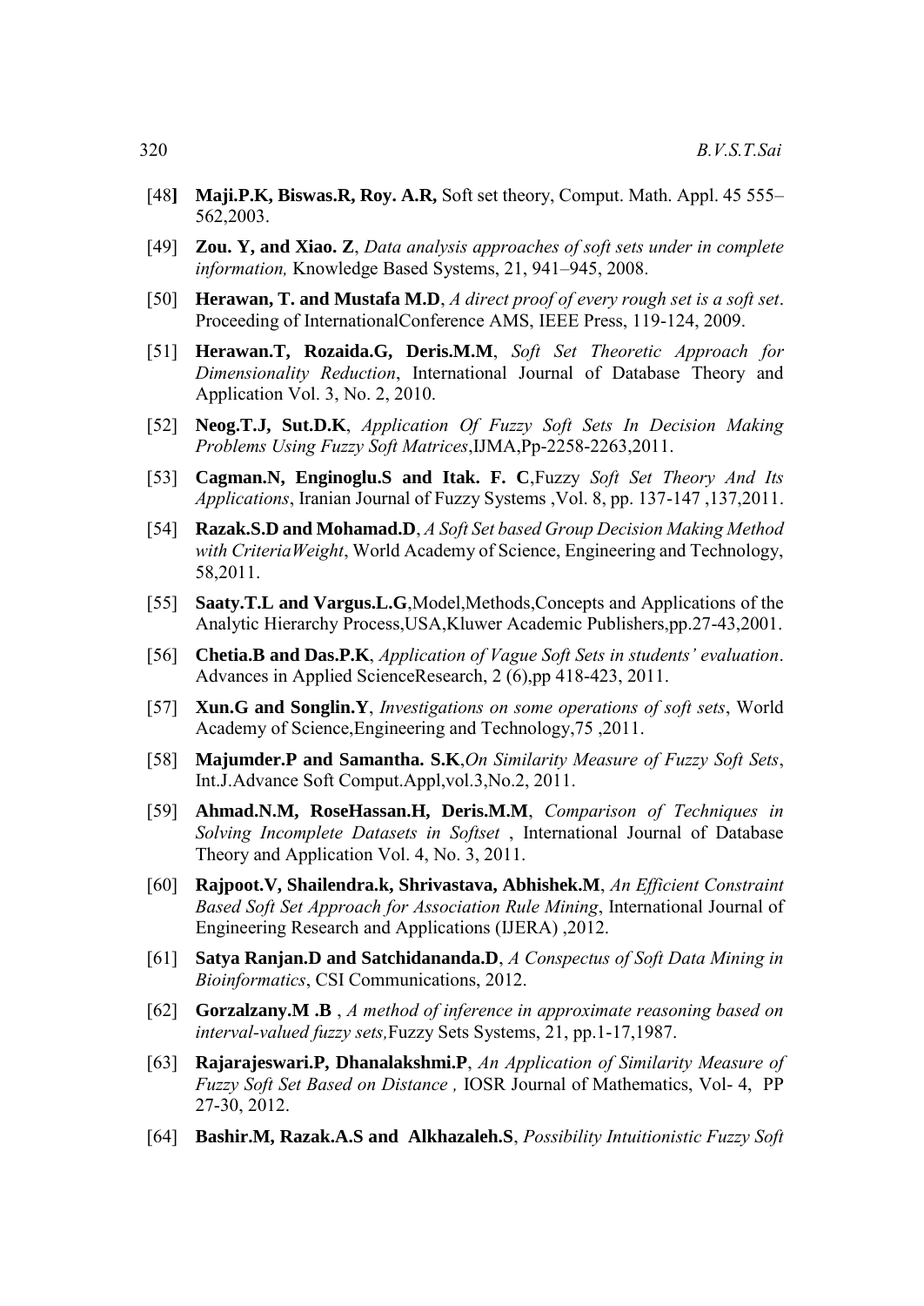[48] **Maji.P.K, Biswas.R, Roy. A.R,** Soft set theory, Comput. Math. Appl. 45 555–562,2003.

[49] **Zou. Y, and Xiao. Z**, *Data analysis approaches of soft sets under in complete information,* Knowledge Based Systems, 21, 941–945, 2008.

[50] **Herawan, T. and Mustafa M.D**, *A direct proof of every rough set is a soft set*. Proceeding of InternationalConference AMS, IEEE Press, 119-124, 2009.

[51] **Herawan.T, Rozaida.G, Deris.M.M**, *Soft Set Theoretic Approach for Dimensionality Reduction*, International Journal of Database Theory and Application Vol. 3, No. 2, 2010.

[52] **Neog.T.J, Sut.D.K**, *Application Of Fuzzy Soft Sets In Decision Making Problems Using Fuzzy Soft Matrices*,IJMA,Pp-2258-2263,2011.

[53] **Cagman.N, Enginoglu.S and Itak. F. C**,Fuzzy *Soft Set Theory And Its Applications*, Iranian Journal of Fuzzy Systems ,Vol. 8, pp. 137-147 ,137,2011.

[54] **Razak.S.D and Mohamad.D**, *A Soft Set based Group Decision Making Method with CriteriaWeight*, World Academy of Science, Engineering and Technology, 58,2011.

[55] **Saaty.T.L and Vargus.L.G**,Model,Methods,Concepts and Applications of the Analytic Hierarchy Process,USA,Kluwer Academic Publishers,pp.27-43,2001.

[56] **Chetia.B and Das.P.K**, *Application of Vague Soft Sets in students' evaluation*. Advances in Applied ScienceResearch, 2 (6),pp 418-423, 2011.

[57] **Xun.G and Songlin.Y**, *Investigations on some operations of soft sets*, World Academy of Science,Engineering and Technology,75 ,2011.

[58] **Majumder.P and Samantha. S.K**,*On Similarity Measure of Fuzzy Soft Sets*, Int.J.Advance Soft Comput.Appl,vol.3,No.2, 2011.

[59] **Ahmad.N.M, RoseHassan.H, Deris.M.M**, *Comparison of Techniques in Solving Incomplete Datasets in Softset* , International Journal of Database Theory and Application Vol. 4, No. 3, 2011.

[60] **Rajpoot.V, Shailendra.k, Shrivastava, Abhishek.M**, *An Efficient Constraint Based Soft Set Approach for Association Rule Mining*, International Journal of Engineering Research and Applications (IJERA) ,2012.

[61] **Satya Ranjan.D and Satchidananda.D**, *A Conspectus of Soft Data Mining in Bioinformatics*, CSI Communications, 2012.

[62] **Gorzalzany.M .B** , *A method of inference in approximate reasoning based on interval-valued fuzzy sets,*Fuzzy Sets Systems, 21, pp.1-17,1987.

[63] **Rajarajeswari.P, Dhanalakshmi.P**, *An Application of Similarity Measure of Fuzzy Soft Set Based on Distance ,* IOSR Journal of Mathematics, Vol- 4, PP 27-30, 2012.

[64] **Bashir.M, Razak.A.S and Alkhazaleh.S**, *Possibility Intuitionistic Fuzzy Soft*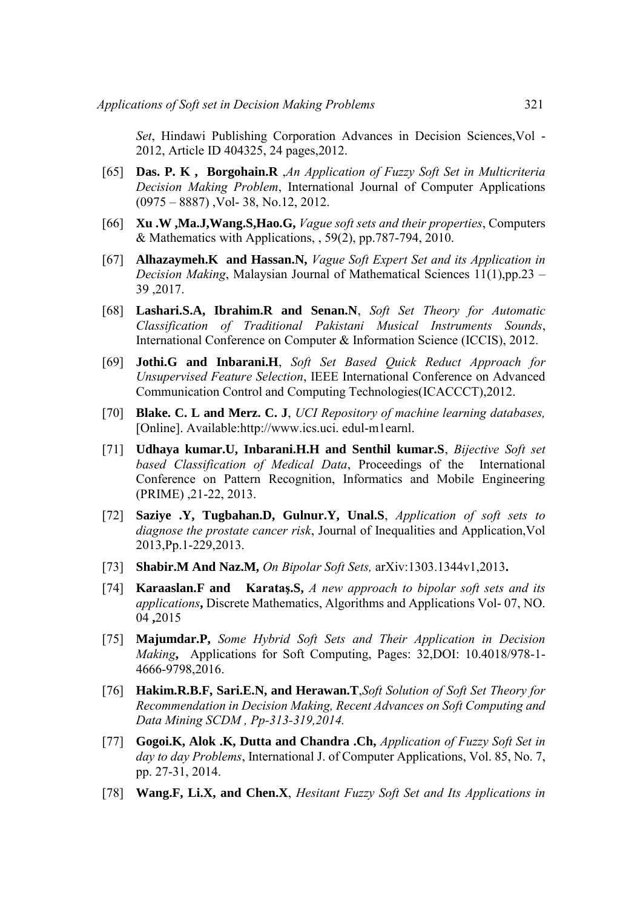*Set*, Hindawi Publishing Corporation Advances in Decision Sciences,Vol - 2012, Article ID 404325, 24 pages,2012.

[65] **Das. P. K , Borgohain.R** ,*An Application of Fuzzy Soft Set in Multicriteria Decision Making Problem*, International Journal of Computer Applications (0975 – 8887) ,Vol- 38, No.12, 2012.

[66] **Xu .W ,Ma.J,Wang.S,Hao.G,** *Vague soft sets and their properties*, Computers & Mathematics with Applications, , 59(2), pp.787-794, 2010.

[67] **Alhazaymeh.K and Hassan.N,** *Vague Soft Expert Set and its Application in Decision Making*, Malaysian Journal of Mathematical Sciences 11(1),pp.23 – 39 ,2017.

[68] **Lashari.S.A, Ibrahim.R and Senan.N**, *Soft Set Theory for Automatic Classification of Traditional Pakistani Musical Instruments Sounds*, International Conference on Computer & Information Science (ICCIS), 2012.

[69] **Jothi.G and Inbarani.H**, *Soft Set Based Quick Reduct Approach for Unsupervised Feature Selection*, IEEE International Conference on Advanced Communication Control and Computing Technologies(ICACCCT),2012.

[70] **Blake. C. L and Merz. C. J**, *UCI Repository of machine learning databases,* [Online]. Available:http://www.ics.uci. edul-m1earnl.

[71] **Udhaya kumar.U, Inbarani.H.H and Senthil kumar.S**, *Bijective Soft set based Classification of Medical Data*, Proceedings of the International Conference on Pattern Recognition, Informatics and Mobile Engineering (PRIME) ,21-22, 2013.

[72] **Saziye .Y, Tugbahan.D, Gulnur.Y, Unal.S**, *Application of soft sets to diagnose the prostate cancer risk*, Journal of Inequalities and Application,Vol 2013,Pp.1-229,2013.

[73] **Shabir.M And Naz.M,** *On Bipolar Soft Sets,* arXiv:1303.1344v1,2013**.**

[74] **Karaaslan.F and Karataş.S,** *A new approach to bipolar soft sets and its applications***,** Discrete Mathematics, Algorithms and Applications Vol- 07, NO. 04 **,**2015

[75] **Majumdar.P,** *Some Hybrid Soft Sets and Their Application in Decision Making***,** Applications for Soft Computing, Pages: 32,DOI: 10.4018/978-1-4666-9798,2016.

[76] **Hakim.R.B.F, Sari.E.N, and Herawan.T**,*Soft Solution of Soft Set Theory for Recommendation in Decision Making, Recent Advances on Soft Computing and Data Mining SCDM , Pp-313-319,2014.*

[77] **Gogoi.K, Alok .K, Dutta and Chandra .Ch,** *Application of Fuzzy Soft Set in day to day Problems*, International J. of Computer Applications, Vol. 85, No. 7, pp. 27-31, 2014.

[78] **Wang.F, Li.X, and Chen.X**, *Hesitant Fuzzy Soft Set and Its Applications in*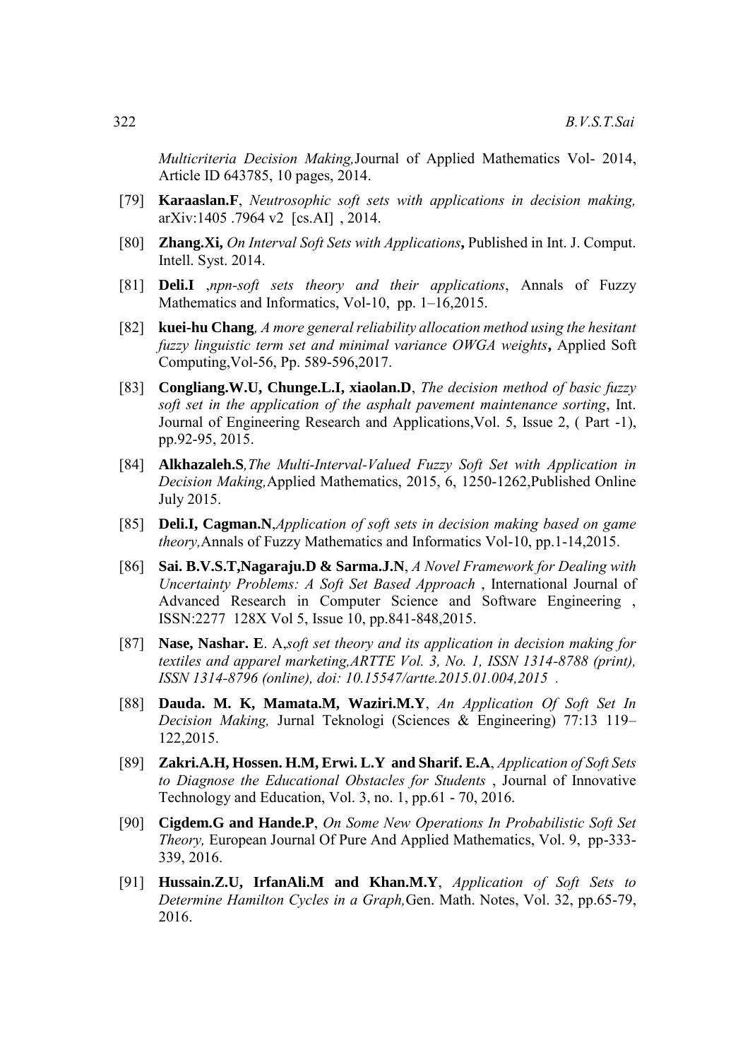*Multicriteria Decision Making,*Journal of Applied Mathematics Vol- 2014, Article ID 643785, 10 pages, 2014.

[79] **Karaaslan.F**, *Neutrosophic soft sets with applications in decision making,* arXiv:1405 .7964 v2 [cs.AI] , 2014.

[80] **Zhang.Xi,** *On Interval Soft Sets with Applications***,** Published in Int. J. Comput. Intell. Syst. 2014.

[81] **Deli.I** ,*npn-soft sets theory and their applications*, Annals of Fuzzy Mathematics and Informatics, Vol-10, pp. 1–16,2015.

[82] **kuei-hu Chang***, A more general reliability allocation method using the hesitant fuzzy linguistic term set and minimal variance OWGA weights***,** Applied Soft Computing,Vol-56, Pp. 589-596,2017.

[83] **Congliang.W.U, Chunge.L.I, xiaolan.D**, *The decision method of basic fuzzy soft set in the application of the asphalt pavement maintenance sorting*, Int. Journal of Engineering Research and Applications,Vol. 5, Issue 2, ( Part -1), pp.92-95, 2015.

[84] **Alkhazaleh.S***,The Multi-Interval-Valued Fuzzy Soft Set with Application in Decision Making,*Applied Mathematics, 2015, 6, 1250-1262,Published Online July 2015.

[85] **Deli.I, Cagman.N**,*Application of soft sets in decision making based on game theory,*Annals of Fuzzy Mathematics and Informatics Vol-10, pp.1-14,2015.

[86] **Sai. B.V.S.T,Nagaraju.D & Sarma.J.N**, *A Novel Framework for Dealing with Uncertainty Problems: A Soft Set Based Approach* , International Journal of Advanced Research in Computer Science and Software Engineering , ISSN:2277 128X Vol 5, Issue 10, pp.841-848,2015.

[87] **Nase, Nashar. E**. A,*soft set theory and its application in decision making for textiles and apparel marketing,ARTTE Vol. 3, No. 1, ISSN 1314-8788 (print), ISSN 1314-8796 (online), doi: 10.15547/artte.2015.01.004,2015* .

[88] **Dauda. M. K, Mamata.M, Waziri.M.Y**, *An Application Of Soft Set In Decision Making,* Jurnal Teknologi (Sciences & Engineering) 77:13 119–122,2015.

[89] **Zakri.A.H, Hossen. H.M, Erwi. L.Y and Sharif. E.A**, *Application of Soft Sets to Diagnose the Educational Obstacles for Students* , Journal of Innovative Technology and Education, Vol. 3, no. 1, pp.61 - 70, 2016.

[90] **Cigdem.G and Hande.P**, *On Some New Operations In Probabilistic Soft Set Theory,* European Journal Of Pure And Applied Mathematics, Vol. 9, pp-333-339, 2016.

[91] **Hussain.Z.U, IrfanAli.M and Khan.M.Y**, *Application of Soft Sets to Determine Hamilton Cycles in a Graph,*Gen. Math. Notes, Vol. 32, pp.65-79, 2016.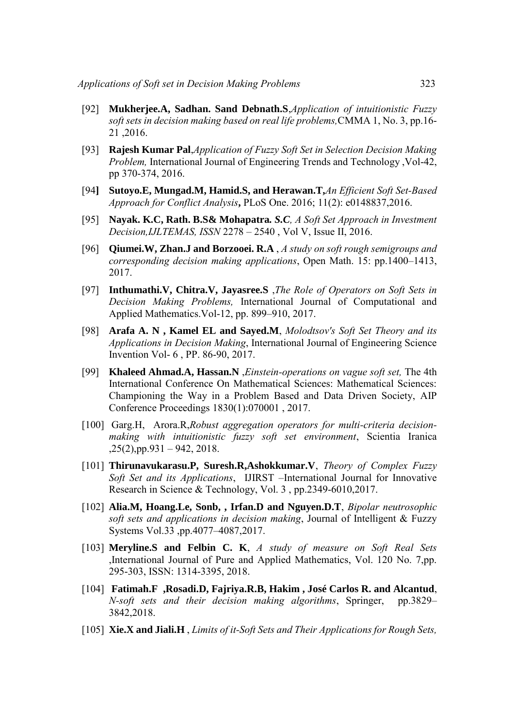[92] **Mukherjee.A, Sadhan. Sand Debnath.S**,*Application of intuitionistic Fuzzy soft sets in decision making based on real life problems,*CMMA 1, No. 3, pp.16-21 ,2016.

[93] **Rajesh Kumar Pal**,*Application of Fuzzy Soft Set in Selection Decision Making Problem,* International Journal of Engineering Trends and Technology ,Vol-42, pp 370-374, 2016.

[94**] Sutoyo.E, Mungad.M, Hamid.S, and Herawan.T,***An Efficient Soft Set-Based Approach for Conflict Analysis***,** PLoS One. 2016; 11(2): e0148837,2016.

[95] **Nayak. K.C, Rath. B.S& Mohapatra.** ***S.C****, A Soft Set Approach in Investment Decision,IJLTEMAS, ISSN* 2278 – 2540 , Vol V, Issue II, 2016.

[96] **Qiumei.W, Zhan.J and Borzooei. R.A** , *A study on soft rough semigroups and corresponding decision making applications*, Open Math. 15: pp.1400–1413, 2017.

[97] **Inthumathi.V, Chitra.V, Jayasree.S** ,*The Role of Operators on Soft Sets in Decision Making Problems,* International Journal of Computational and Applied Mathematics.Vol-12, pp. 899–910, 2017.

[98] **Arafa A. N , Kamel EL and Sayed.M**, *Molodtsov's Soft Set Theory and its Applications in Decision Making*, International Journal of Engineering Science Invention Vol- 6 , PP. 86-90, 2017.

[99] **Khaleed Ahmad.A, Hassan.N** ,*Einstein-operations on vague soft set,* The 4th International Conference On Mathematical Sciences: Mathematical Sciences: Championing the Way in a Problem Based and Data Driven Society, AIP Conference Proceedings 1830(1):070001 , 2017.

[100] Garg.H, Arora.R,*Robust aggregation operators for multi-criteria decision-making with intuitionistic fuzzy soft set environment*, Scientia Iranica ,25(2),pp.931 – 942, 2018.

[101] **Thirunavukarasu.P, Suresh.R,Ashokkumar.V**, *Theory of Complex Fuzzy Soft Set and its Applications*, IJIRST –International Journal for Innovative Research in Science & Technology, Vol. 3 , pp.2349-6010,2017.

[102] **Alia.M, Hoang.Le, Sonb, , Irfan.D and Nguyen.D.T**, *Bipolar neutrosophic soft sets and applications in decision making*, Journal of Intelligent & Fuzzy Systems Vol.33 ,pp.4077–4087,2017.

[103] **Meryline.S and Felbin C. K**, *A study of measure on Soft Real Sets* ,International Journal of Pure and Applied Mathematics, Vol. 120 No. 7,pp. 295-303, ISSN: 1314-3395, 2018.

[104] **Fatimah.F ,Rosadi.D, Fajriya.R.B, Hakim , José Carlos R. and Alcantud**, *N-soft sets and their decision making algorithms*, Springer, pp.3829–3842,2018.

[105] **Xie.X and Jiali.H** , *Limits of it-Soft Sets and Their Applications for Rough Sets,*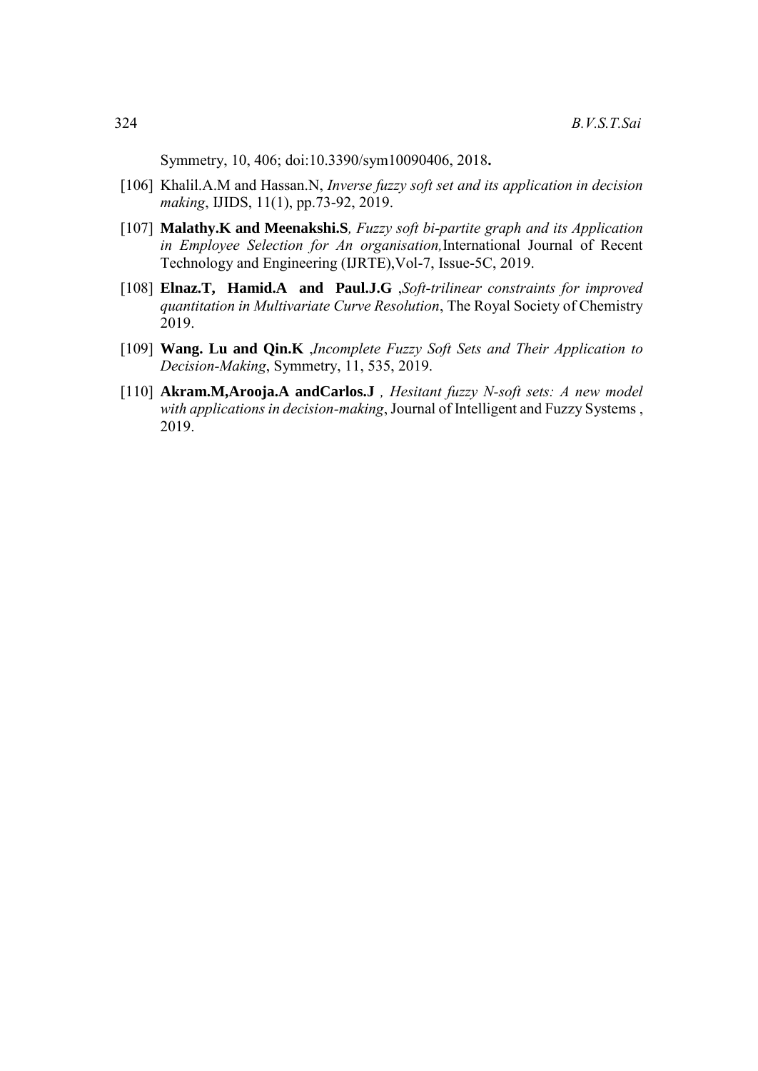Symmetry, 10, 406; doi:10.3390/sym10090406, 2018**.**

[106] Khalil.A.M and Hassan.N, *Inverse fuzzy soft set and its application in decision making*, IJIDS, 11(1), pp.73-92, 2019.

[107] **Malathy.K and Meenakshi.S***, Fuzzy soft bi-partite graph and its Application in Employee Selection for An organisation,*International Journal of Recent Technology and Engineering (IJRTE),Vol-7, Issue-5C, 2019.

[108] **Elnaz.T, Hamid.A and Paul.J.G** ,*Soft-trilinear constraints for improved quantitation in Multivariate Curve Resolution*, The Royal Society of Chemistry 2019.

[109] **Wang. Lu and Qin.K** ,*Incomplete Fuzzy Soft Sets and Their Application to Decision-Making*, Symmetry, 11, 535, 2019.

[110] **Akram.M,Arooja.A andCarlos.J** *, Hesitant fuzzy N-soft sets: A new model with applications in decision-making*, Journal of Intelligent and Fuzzy Systems , 2019.